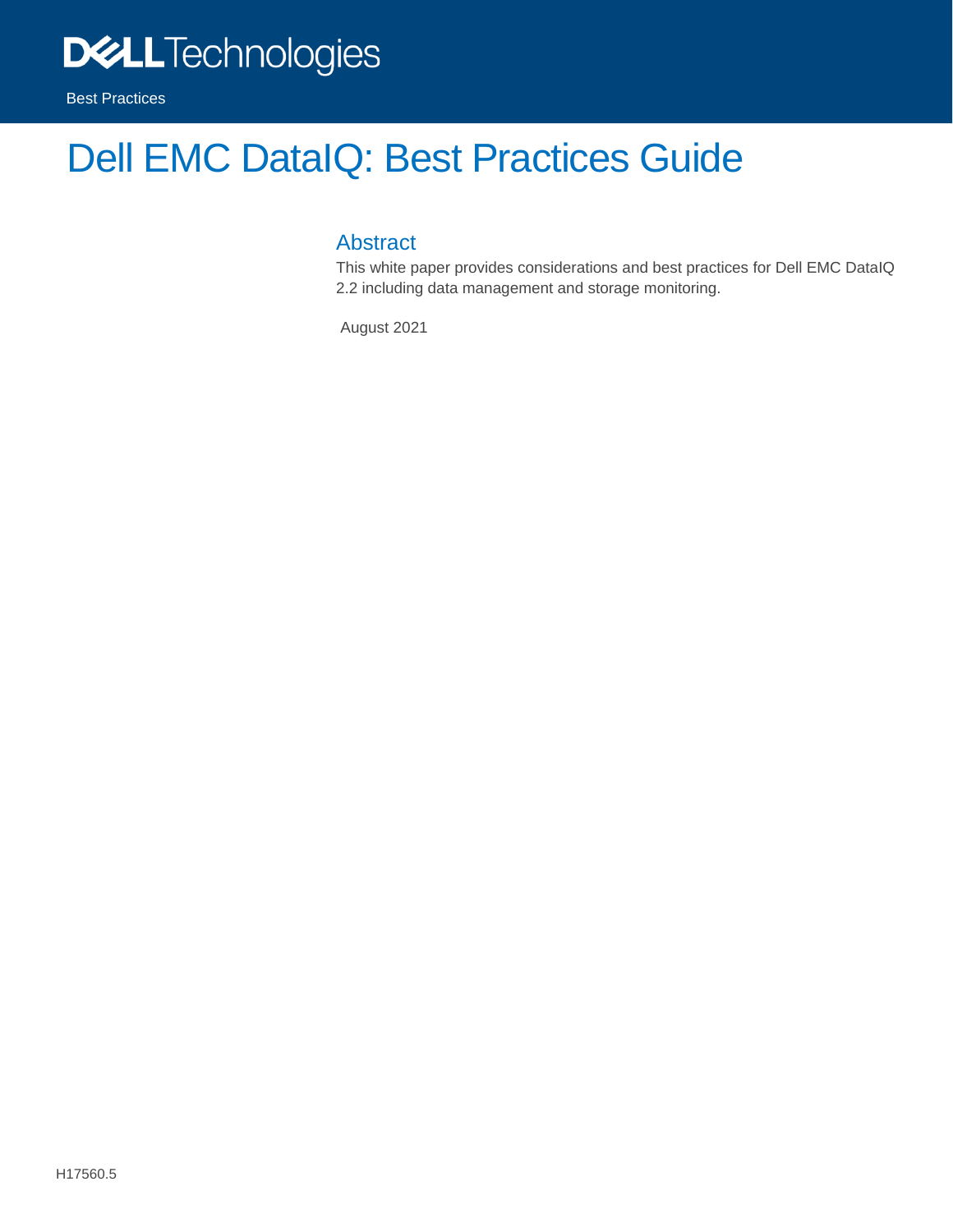Dell Technologies

Best Practices

# Dell EMC DataIQ: Best Practices Guide

## Abstract

This white paper provides considerations and best practices for Dell EMC DataIQ 2.2 including data management and storage monitoring.

August 2021

H17560.5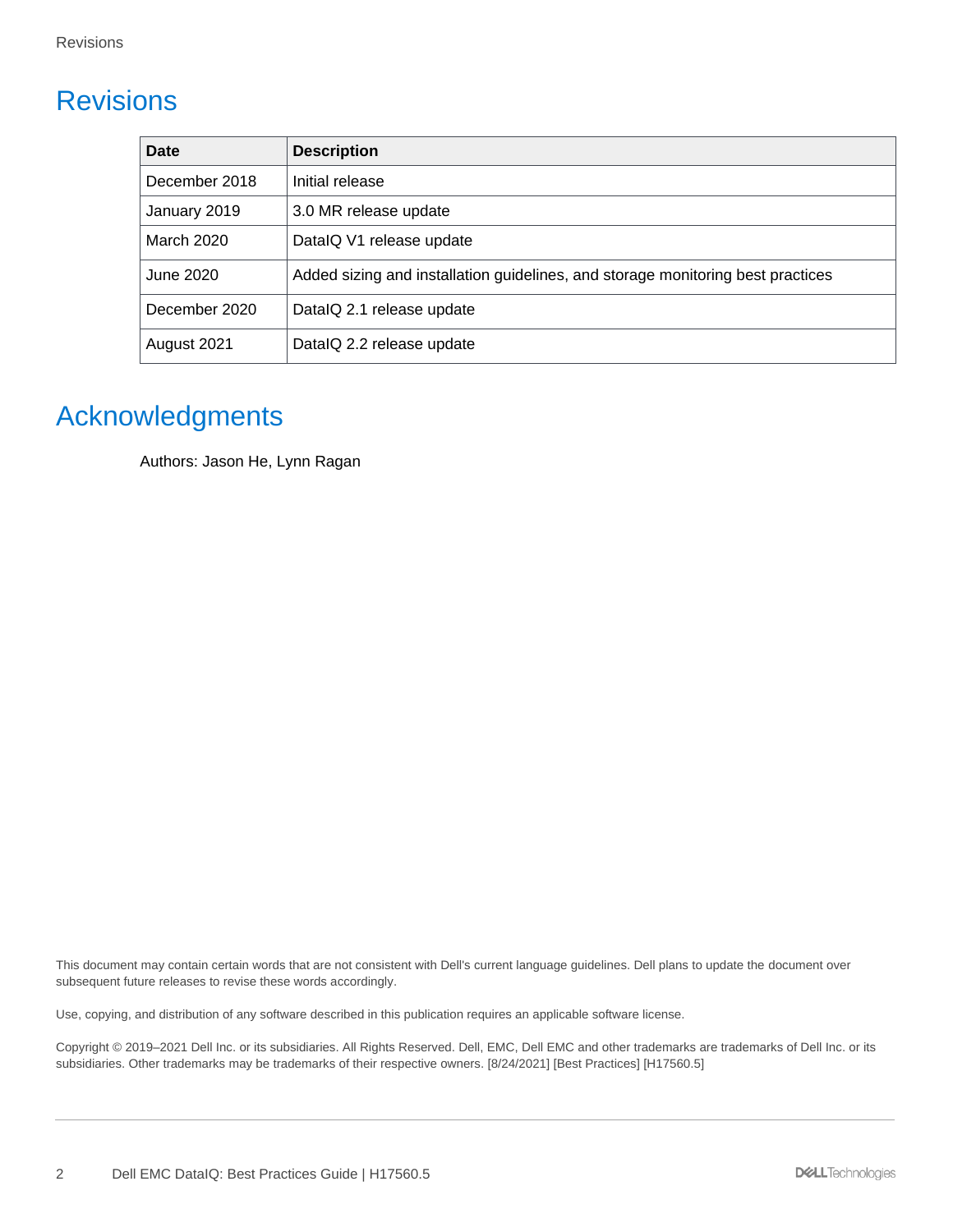# Revisions

| Date | Description |
|---|---|
| December 2018 | Initial release |
| January 2019 | 3.0 MR release update |
| March 2020 | DataIQ V1 release update |
| June 2020 | Added sizing and installation guidelines, and storage monitoring best practices |
| December 2020 | DataIQ 2.1 release update |
| August 2021 | DataIQ 2.2 release update |

# Acknowledgments

Authors: Jason He, Lynn Ragan

This document may contain certain words that are not consistent with Dell's current language guidelines. Dell plans to update the document over subsequent future releases to revise these words accordingly.

Use, copying, and distribution of any software described in this publication requires an applicable software license.

Copyright © 2019–2021 Dell Inc. or its subsidiaries. All Rights Reserved. Dell, EMC, Dell EMC and other trademarks are trademarks of Dell Inc. or its subsidiaries. Other trademarks may be trademarks of their respective owners. [8/24/2021] [Best Practices] [H17560.5]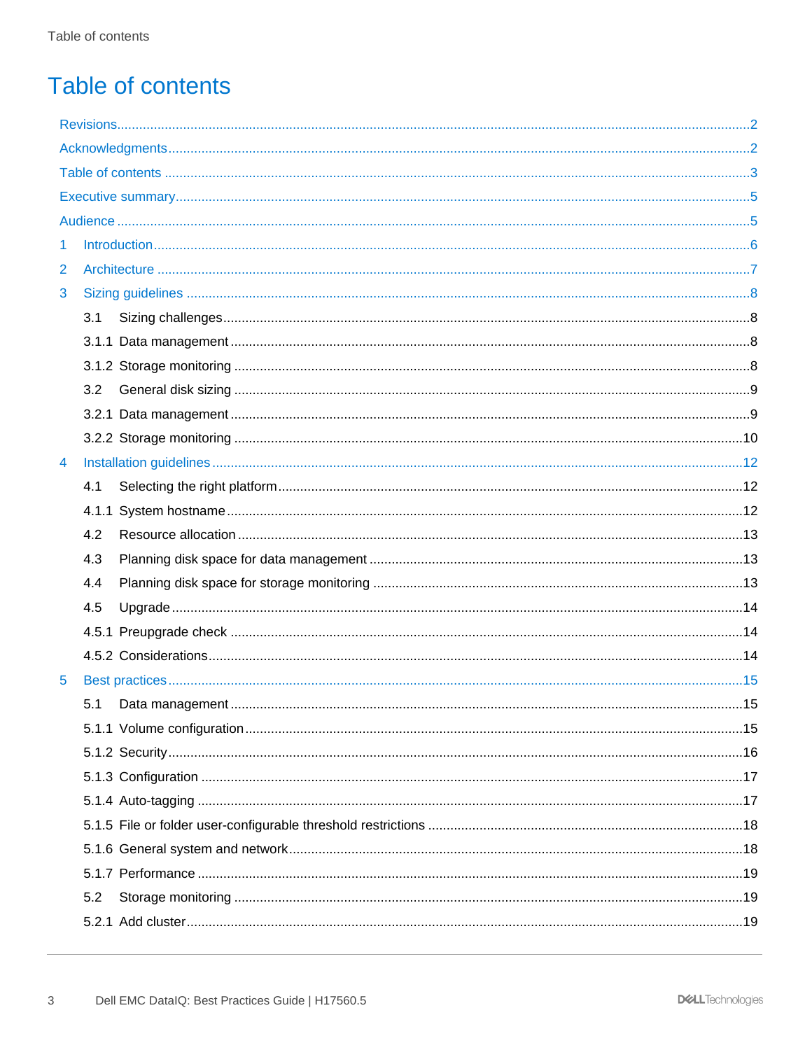# Table of contents

Revisions.....2

Acknowledgments.....2

Table of contents.....3

Executive summary.....5

Audience.....5

1 Introduction.....6

2 Architecture.....7

3 Sizing guidelines.....8

- 3.1 Sizing challenges.....8
- 3.1.1 Data management.....8
- 3.1.2 Storage monitoring.....8
- 3.2 General disk sizing.....9
- 3.2.1 Data management.....9
- 3.2.2 Storage monitoring.....10

4 Installation guidelines.....12

- 4.1 Selecting the right platform.....12
- 4.1.1 System hostname.....12
- 4.2 Resource allocation.....13
- 4.3 Planning disk space for data management.....13
- 4.4 Planning disk space for storage monitoring.....13
- 4.5 Upgrade.....14
- 4.5.1 Preupgrade check.....14
- 4.5.2 Considerations.....14

5 Best practices.....15

- 5.1 Data management.....15
- 5.1.1 Volume configuration.....15
- 5.1.2 Security.....16
- 5.1.3 Configuration.....17
- 5.1.4 Auto-tagging.....17
- 5.1.5 File or folder user-configurable threshold restrictions.....18
- 5.1.6 General system and network.....18
- 5.1.7 Performance.....19
- 5.2 Storage monitoring.....19
- 5.2.1 Add cluster.....19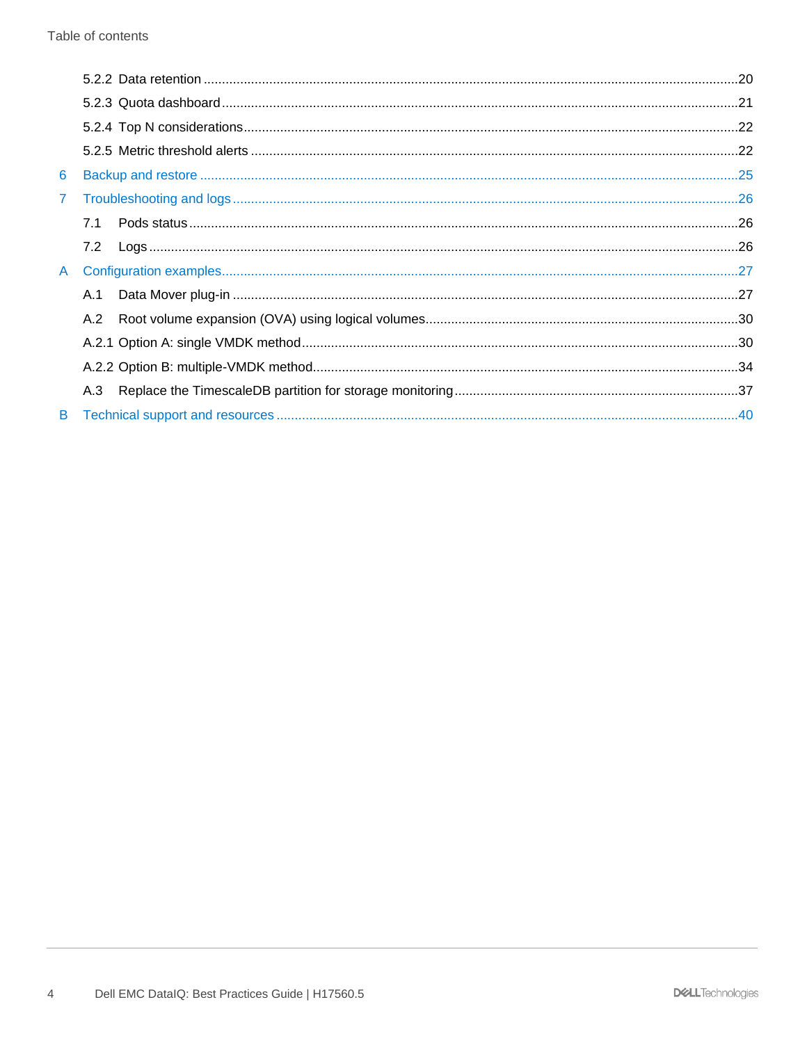5.2.2 Data retention ....................................................................................................................................20

5.2.3 Quota dashboard ..................................................................................................................................21

5.2.4 Top N considerations ...........................................................................................................................22

5.2.5 Metric threshold alerts .........................................................................................................................22

6 Backup and restore .....................................................................................................................................25

7 Troubleshooting and logs ............................................................................................................................26

7.1 Pods status ............................................................................................................................................26

7.2 Logs .......................................................................................................................................................26

A Configuration examples ..............................................................................................................................27

A.1 Data Mover plug-in ................................................................................................................................27

A.2 Root volume expansion (OVA) using logical volumes ............................................................................30

A.2.1 Option A: single VMDK method ..........................................................................................................30

A.2.2 Option B: multiple-VMDK method ......................................................................................................34

A.3 Replace the TimescaleDB partition for storage monitoring ...................................................................37

B Technical support and resources ................................................................................................................40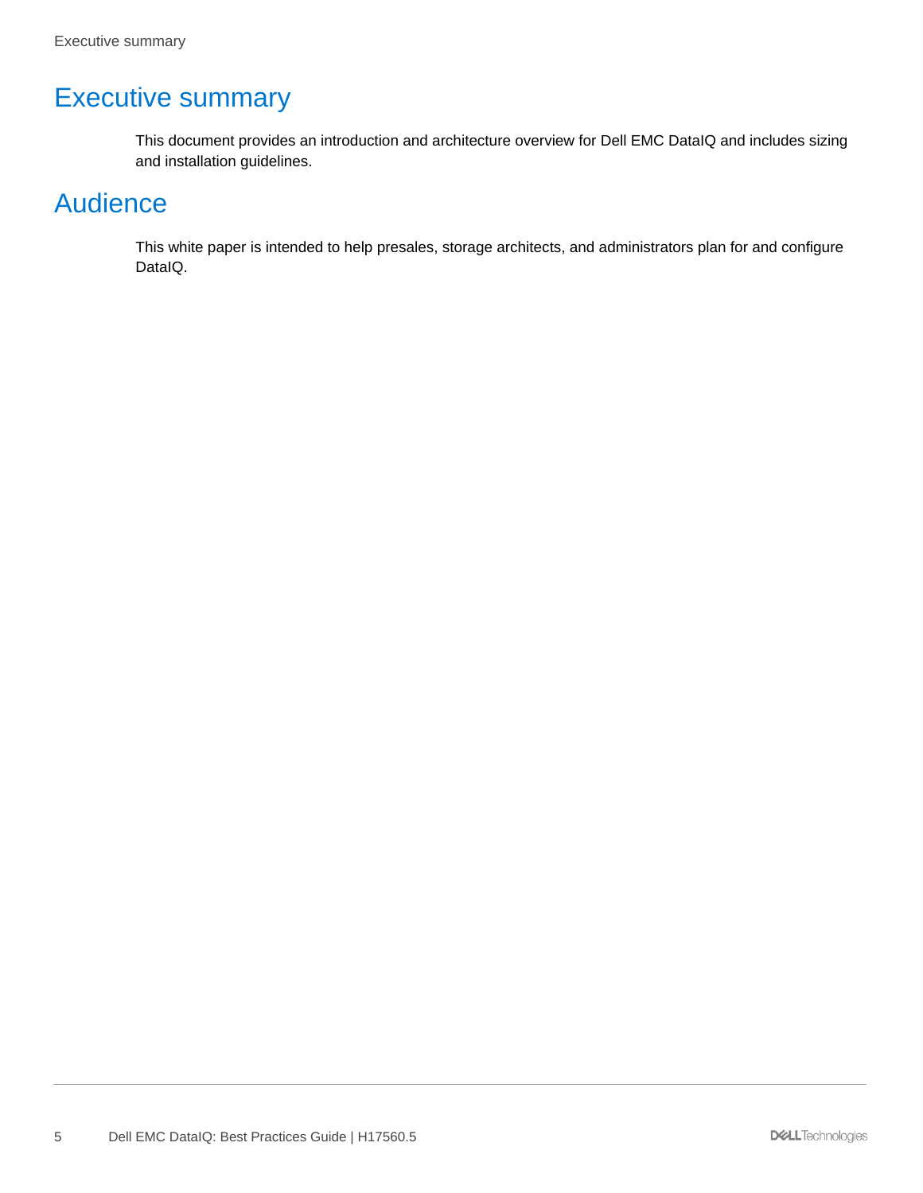# Executive summary

This document provides an introduction and architecture overview for Dell EMC DataIQ and includes sizing and installation guidelines.

# Audience

This white paper is intended to help presales, storage architects, and administrators plan for and configure DataIQ.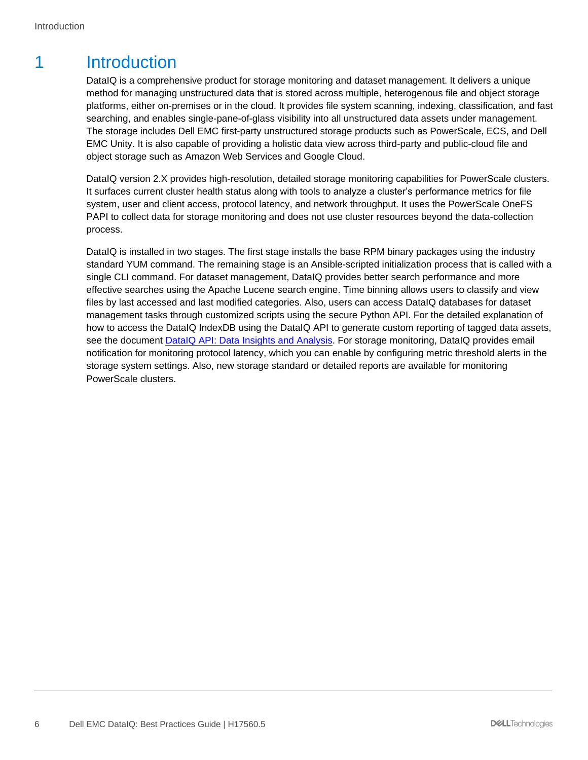# 1 Introduction

DataIQ is a comprehensive product for storage monitoring and dataset management. It delivers a unique method for managing unstructured data that is stored across multiple, heterogenous file and object storage platforms, either on-premises or in the cloud. It provides file system scanning, indexing, classification, and fast searching, and enables single-pane-of-glass visibility into all unstructured data assets under management. The storage includes Dell EMC first-party unstructured storage products such as PowerScale, ECS, and Dell EMC Unity. It is also capable of providing a holistic data view across third-party and public-cloud file and object storage such as Amazon Web Services and Google Cloud.

DataIQ version 2.X provides high-resolution, detailed storage monitoring capabilities for PowerScale clusters. It surfaces current cluster health status along with tools to analyze a cluster's performance metrics for file system, user and client access, protocol latency, and network throughput. It uses the PowerScale OneFS PAPI to collect data for storage monitoring and does not use cluster resources beyond the data-collection process.

DataIQ is installed in two stages. The first stage installs the base RPM binary packages using the industry standard YUM command. The remaining stage is an Ansible-scripted initialization process that is called with a single CLI command. For dataset management, DataIQ provides better search performance and more effective searches using the Apache Lucene search engine. Time binning allows users to classify and view files by last accessed and last modified categories. Also, users can access DataIQ databases for dataset management tasks through customized scripts using the secure Python API. For the detailed explanation of how to access the DataIQ IndexDB using the DataIQ API to generate custom reporting of tagged data assets, see the document [DataIQ API: Data Insights and Analysis](). For storage monitoring, DataIQ provides email notification for monitoring protocol latency, which you can enable by configuring metric threshold alerts in the storage system settings. Also, new storage standard or detailed reports are available for monitoring PowerScale clusters.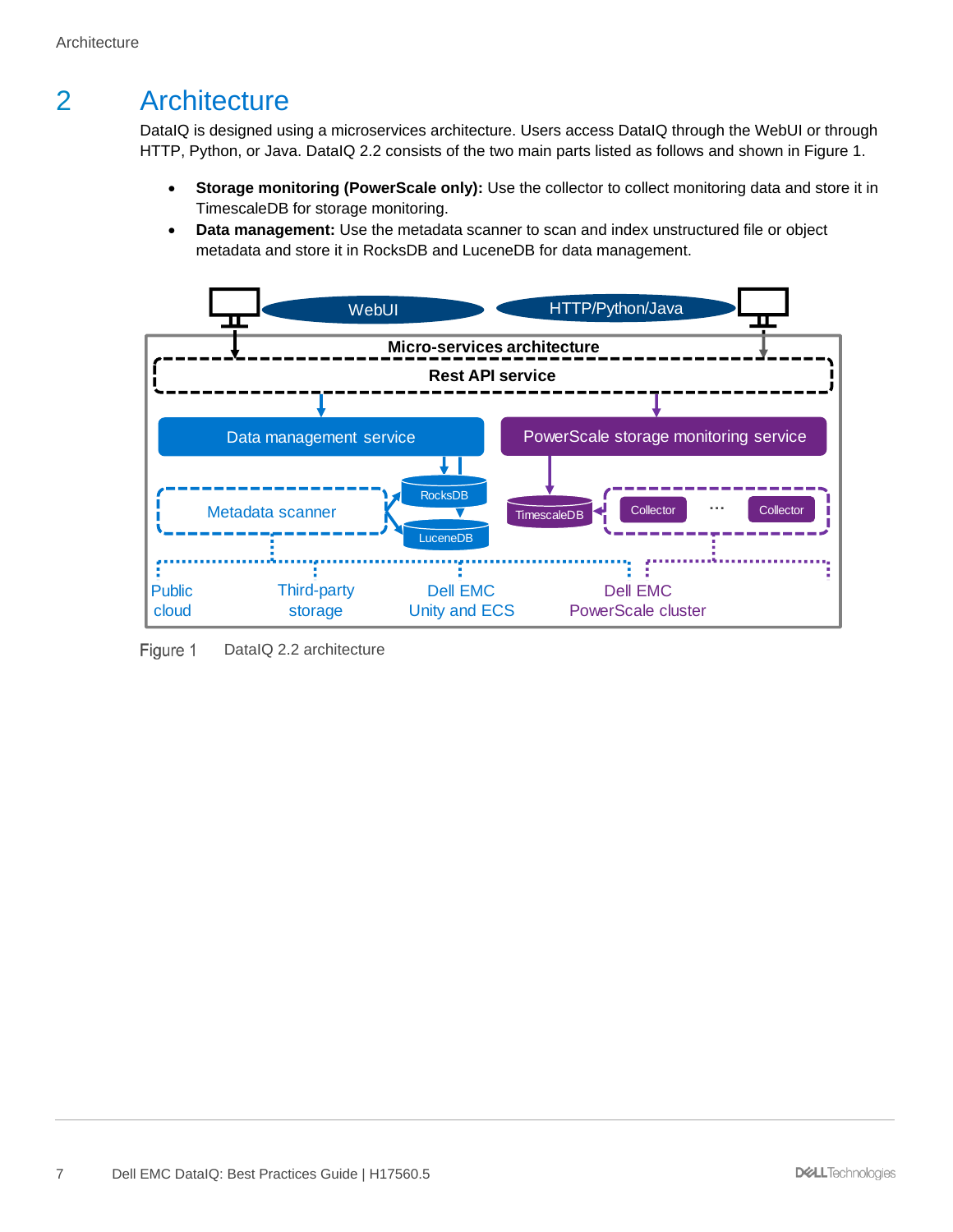# 2 Architecture

DataIQ is designed using a microservices architecture. Users access DataIQ through the WebUI or through HTTP, Python, or Java. DataIQ 2.2 consists of the two main parts listed as follows and shown in Figure 1.

- **Storage monitoring (PowerScale only):** Use the collector to collect monitoring data and store it in TimescaleDB for storage monitoring.
- **Data management:** Use the metadata scanner to scan and index unstructured file or object metadata and store it in RocksDB and LuceneDB for data management.

Figure 1 DataIQ 2.2 architecture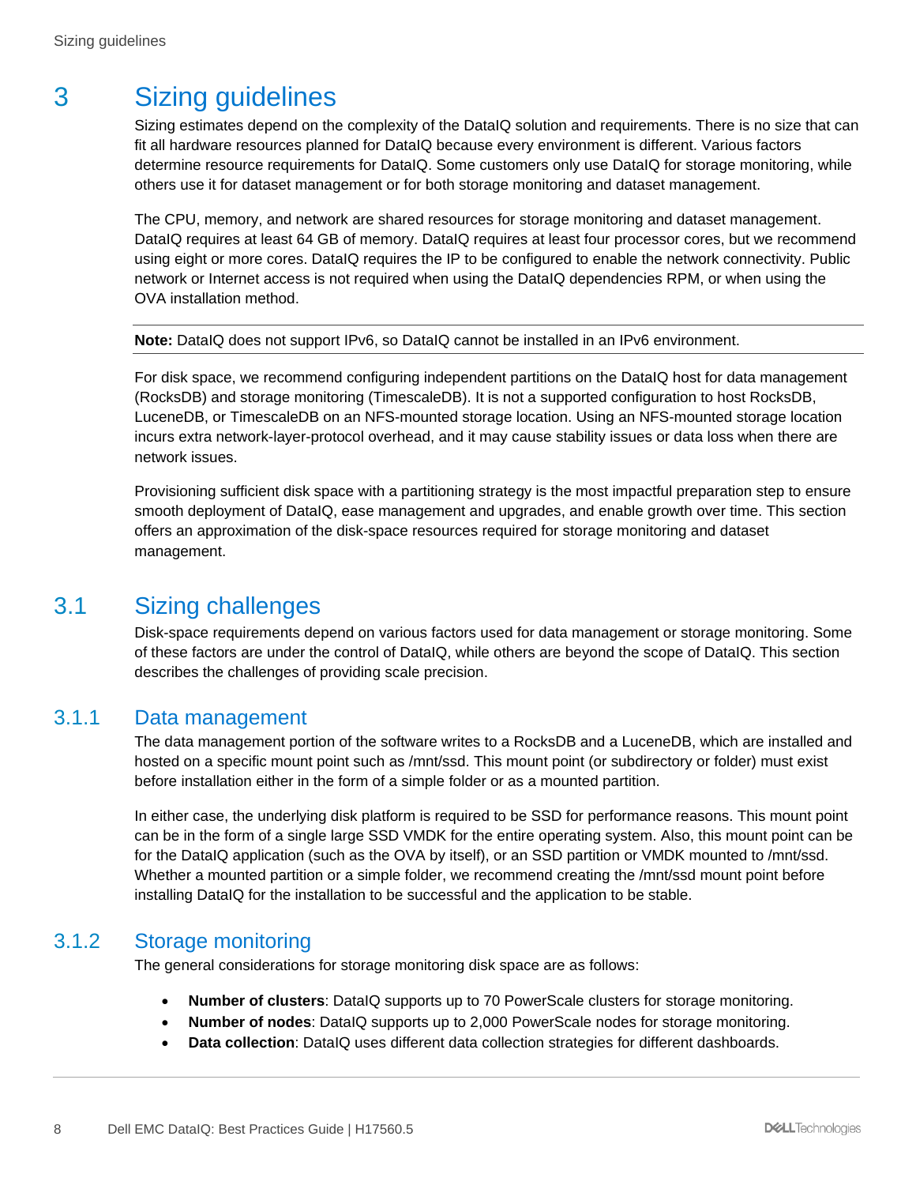# 3 Sizing guidelines

Sizing estimates depend on the complexity of the DataIQ solution and requirements. There is no size that can fit all hardware resources planned for DataIQ because every environment is different. Various factors determine resource requirements for DataIQ. Some customers only use DataIQ for storage monitoring, while others use it for dataset management or for both storage monitoring and dataset management.

The CPU, memory, and network are shared resources for storage monitoring and dataset management. DataIQ requires at least 64 GB of memory. DataIQ requires at least four processor cores, but we recommend using eight or more cores. DataIQ requires the IP to be configured to enable the network connectivity. Public network or Internet access is not required when using the DataIQ dependencies RPM, or when using the OVA installation method.

---

**Note:** DataIQ does not support IPv6, so DataIQ cannot be installed in an IPv6 environment.

---

For disk space, we recommend configuring independent partitions on the DataIQ host for data management (RocksDB) and storage monitoring (TimescaleDB). It is not a supported configuration to host RocksDB, LuceneDB, or TimescaleDB on an NFS-mounted storage location. Using an NFS-mounted storage location incurs extra network-layer-protocol overhead, and it may cause stability issues or data loss when there are network issues.

Provisioning sufficient disk space with a partitioning strategy is the most impactful preparation step to ensure smooth deployment of DataIQ, ease management and upgrades, and enable growth over time. This section offers an approximation of the disk-space resources required for storage monitoring and dataset management.

## 3.1 Sizing challenges

Disk-space requirements depend on various factors used for data management or storage monitoring. Some of these factors are under the control of DataIQ, while others are beyond the scope of DataIQ. This section describes the challenges of providing scale precision.

### 3.1.1 Data management

The data management portion of the software writes to a RocksDB and a LuceneDB, which are installed and hosted on a specific mount point such as /mnt/ssd. This mount point (or subdirectory or folder) must exist before installation either in the form of a simple folder or as a mounted partition.

In either case, the underlying disk platform is required to be SSD for performance reasons. This mount point can be in the form of a single large SSD VMDK for the entire operating system. Also, this mount point can be for the DataIQ application (such as the OVA by itself), or an SSD partition or VMDK mounted to /mnt/ssd. Whether a mounted partition or a simple folder, we recommend creating the /mnt/ssd mount point before installing DataIQ for the installation to be successful and the application to be stable.

### 3.1.2 Storage monitoring

The general considerations for storage monitoring disk space are as follows:

- **Number of clusters**: DataIQ supports up to 70 PowerScale clusters for storage monitoring.
- **Number of nodes**: DataIQ supports up to 2,000 PowerScale nodes for storage monitoring.
- **Data collection**: DataIQ uses different data collection strategies for different dashboards.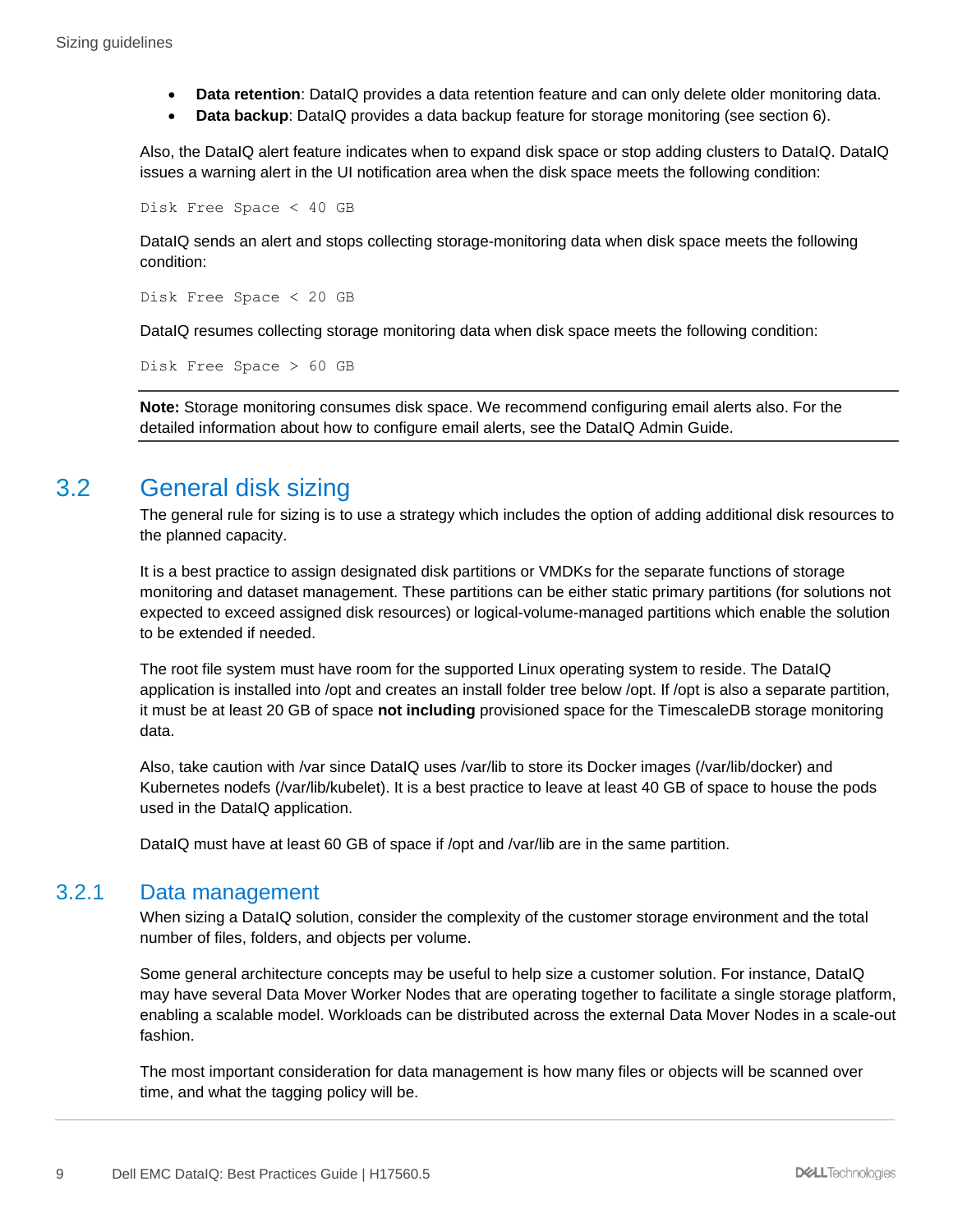- **Data retention**: DataIQ provides a data retention feature and can only delete older monitoring data.
- **Data backup**: DataIQ provides a data backup feature for storage monitoring (see section 6).

Also, the DataIQ alert feature indicates when to expand disk space or stop adding clusters to DataIQ. DataIQ issues a warning alert in the UI notification area when the disk space meets the following condition:

```
Disk Free Space < 40 GB
```

DataIQ sends an alert and stops collecting storage-monitoring data when disk space meets the following condition:

```
Disk Free Space < 20 GB
```

DataIQ resumes collecting storage monitoring data when disk space meets the following condition:

```
Disk Free Space > 60 GB
```

**Note:** Storage monitoring consumes disk space. We recommend configuring email alerts also. For the detailed information about how to configure email alerts, see the DataIQ Admin Guide.

## 3.2 General disk sizing

The general rule for sizing is to use a strategy which includes the option of adding additional disk resources to the planned capacity.

It is a best practice to assign designated disk partitions or VMDKs for the separate functions of storage monitoring and dataset management. These partitions can be either static primary partitions (for solutions not expected to exceed assigned disk resources) or logical-volume-managed partitions which enable the solution to be extended if needed.

The root file system must have room for the supported Linux operating system to reside. The DataIQ application is installed into /opt and creates an install folder tree below /opt. If /opt is also a separate partition, it must be at least 20 GB of space **not including** provisioned space for the TimescaleDB storage monitoring data.

Also, take caution with /var since DataIQ uses /var/lib to store its Docker images (/var/lib/docker) and Kubernetes nodefs (/var/lib/kubelet). It is a best practice to leave at least 40 GB of space to house the pods used in the DataIQ application.

DataIQ must have at least 60 GB of space if /opt and /var/lib are in the same partition.

### 3.2.1 Data management

When sizing a DataIQ solution, consider the complexity of the customer storage environment and the total number of files, folders, and objects per volume.

Some general architecture concepts may be useful to help size a customer solution. For instance, DataIQ may have several Data Mover Worker Nodes that are operating together to facilitate a single storage platform, enabling a scalable model. Workloads can be distributed across the external Data Mover Nodes in a scale-out fashion.

The most important consideration for data management is how many files or objects will be scanned over time, and what the tagging policy will be.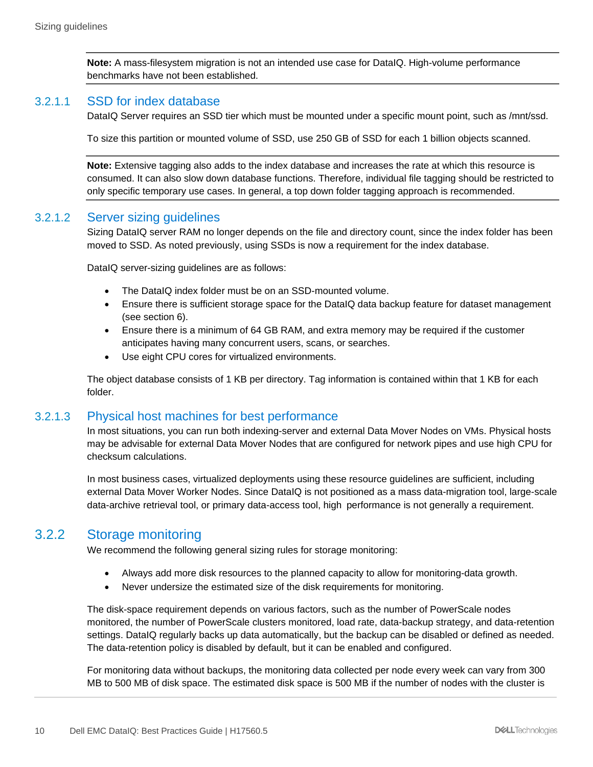> **Note:** A mass-filesystem migration is not an intended use case for DataIQ. High-volume performance benchmarks have not been established.

#### 3.2.1.1 SSD for index database

DataIQ Server requires an SSD tier which must be mounted under a specific mount point, such as /mnt/ssd.

To size this partition or mounted volume of SSD, use 250 GB of SSD for each 1 billion objects scanned.

> **Note:** Extensive tagging also adds to the index database and increases the rate at which this resource is consumed. It can also slow down database functions. Therefore, individual file tagging should be restricted to only specific temporary use cases. In general, a top down folder tagging approach is recommended.

#### 3.2.1.2 Server sizing guidelines

Sizing DataIQ server RAM no longer depends on the file and directory count, since the index folder has been moved to SSD. As noted previously, using SSDs is now a requirement for the index database.

DataIQ server-sizing guidelines are as follows:

- The DataIQ index folder must be on an SSD-mounted volume.
- Ensure there is sufficient storage space for the DataIQ data backup feature for dataset management (see section 6).
- Ensure there is a minimum of 64 GB RAM, and extra memory may be required if the customer anticipates having many concurrent users, scans, or searches.
- Use eight CPU cores for virtualized environments.

The object database consists of 1 KB per directory. Tag information is contained within that 1 KB for each folder.

#### 3.2.1.3 Physical host machines for best performance

In most situations, you can run both indexing-server and external Data Mover Nodes on VMs. Physical hosts may be advisable for external Data Mover Nodes that are configured for network pipes and use high CPU for checksum calculations.

In most business cases, virtualized deployments using these resource guidelines are sufficient, including external Data Mover Worker Nodes. Since DataIQ is not positioned as a mass data-migration tool, large-scale data-archive retrieval tool, or primary data-access tool, high performance is not generally a requirement.

### 3.2.2 Storage monitoring

We recommend the following general sizing rules for storage monitoring:

- Always add more disk resources to the planned capacity to allow for monitoring-data growth.
- Never undersize the estimated size of the disk requirements for monitoring.

The disk-space requirement depends on various factors, such as the number of PowerScale nodes monitored, the number of PowerScale clusters monitored, load rate, data-backup strategy, and data-retention settings. DataIQ regularly backs up data automatically, but the backup can be disabled or defined as needed. The data-retention policy is disabled by default, but it can be enabled and configured.

For monitoring data without backups, the monitoring data collected per node every week can vary from 300 MB to 500 MB of disk space. The estimated disk space is 500 MB if the number of nodes with the cluster is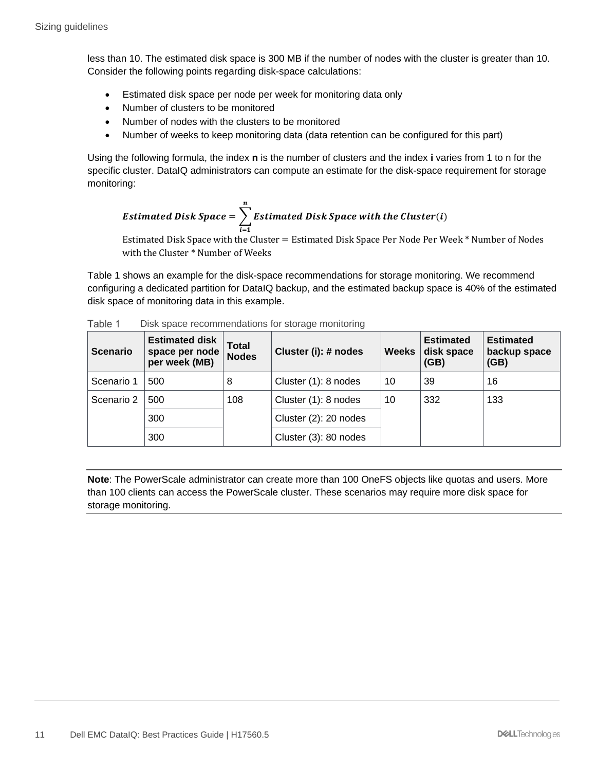less than 10. The estimated disk space is 300 MB if the number of nodes with the cluster is greater than 10. Consider the following points regarding disk-space calculations:

- Estimated disk space per node per week for monitoring data only
- Number of clusters to be monitored
- Number of nodes with the clusters to be monitored
- Number of weeks to keep monitoring data (data retention can be configured for this part)

Using the following formula, the index **n** is the number of clusters and the index **i** varies from 1 to n for the specific cluster. DataIQ administrators can compute an estimate for the disk-space requirement for storage monitoring:

$$\textbf{Estimated Disk Space} = \sum_{i=1}^{n} \textbf{Estimated Disk Space with the Cluster}(\boldsymbol{i})$$

$$\text{Estimated Disk Space with the Cluster} = \text{Estimated Disk Space Per Node Per Week} * \text{Number of Nodes with the Cluster} * \text{Number of Weeks}$$

Table 1 shows an example for the disk-space recommendations for storage monitoring. We recommend configuring a dedicated partition for DataIQ backup, and the estimated backup space is 40% of the estimated disk space of monitoring data in this example.

Table 1 Disk space recommendations for storage monitoring

| Scenario | Estimated disk space per node per week (MB) | Total Nodes | Cluster (i): # nodes | Weeks | Estimated disk space (GB) | Estimated backup space (GB) |
|---|---|---|---|---|---|---|
| Scenario 1 | 500 | 8 | Cluster (1): 8 nodes | 10 | 39 | 16 |
| Scenario 2 | 500 | 108 | Cluster (1): 8 nodes | 10 | 332 | 133 |
| | 300 | | Cluster (2): 20 nodes | | | |
| | 300 | | Cluster (3): 80 nodes | | | |

**Note**: The PowerScale administrator can create more than 100 OneFS objects like quotas and users. More than 100 clients can access the PowerScale cluster. These scenarios may require more disk space for storage monitoring.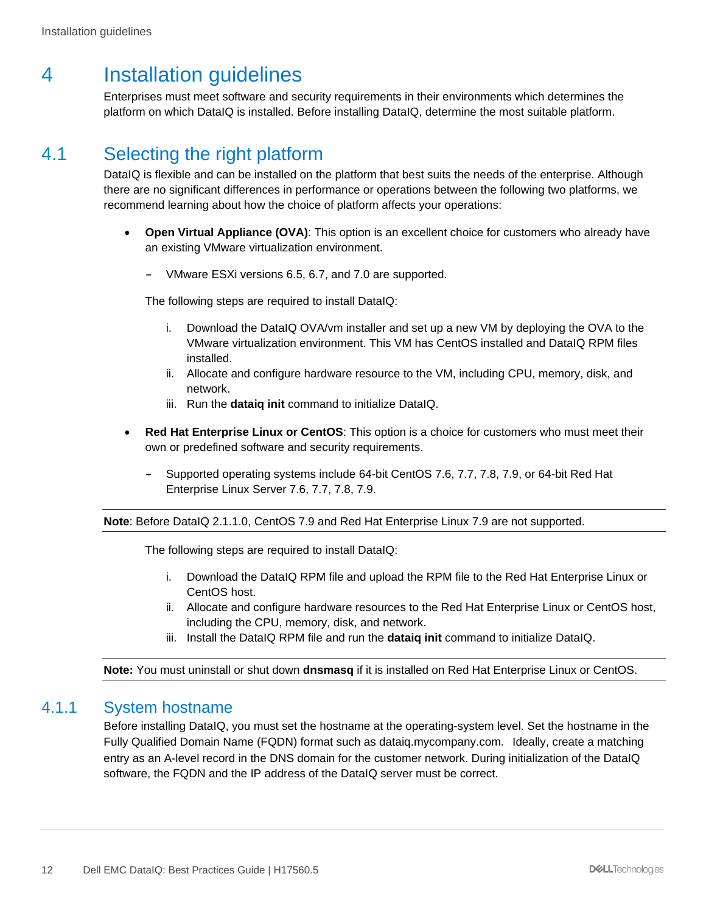# 4 Installation guidelines

Enterprises must meet software and security requirements in their environments which determines the platform on which DataIQ is installed. Before installing DataIQ, determine the most suitable platform.

## 4.1 Selecting the right platform

DataIQ is flexible and can be installed on the platform that best suits the needs of the enterprise. Although there are no significant differences in performance or operations between the following two platforms, we recommend learning about how the choice of platform affects your operations:

- **Open Virtual Appliance (OVA)**: This option is an excellent choice for customers who already have an existing VMware virtualization environment.
  - VMware ESXi versions 6.5, 6.7, and 7.0 are supported.

  The following steps are required to install DataIQ:

  i. Download the DataIQ OVA/vm installer and set up a new VM by deploying the OVA to the VMware virtualization environment. This VM has CentOS installed and DataIQ RPM files installed.
  ii. Allocate and configure hardware resource to the VM, including CPU, memory, disk, and network.
  iii. Run the **dataiq init** command to initialize DataIQ.

- **Red Hat Enterprise Linux or CentOS**: This option is a choice for customers who must meet their own or predefined software and security requirements.
  - Supported operating systems include 64-bit CentOS 7.6, 7.7, 7.8, 7.9, or 64-bit Red Hat Enterprise Linux Server 7.6, 7.7, 7.8, 7.9.

**Note**: Before DataIQ 2.1.1.0, CentOS 7.9 and Red Hat Enterprise Linux 7.9 are not supported.

The following steps are required to install DataIQ:

i. Download the DataIQ RPM file and upload the RPM file to the Red Hat Enterprise Linux or CentOS host.
ii. Allocate and configure hardware resources to the Red Hat Enterprise Linux or CentOS host, including the CPU, memory, disk, and network.
iii. Install the DataIQ RPM file and run the **dataiq init** command to initialize DataIQ.

**Note:** You must uninstall or shut down **dnsmasq** if it is installed on Red Hat Enterprise Linux or CentOS.

### 4.1.1 System hostname

Before installing DataIQ, you must set the hostname at the operating-system level. Set the hostname in the Fully Qualified Domain Name (FQDN) format such as dataiq.mycompany.com. Ideally, create a matching entry as an A-level record in the DNS domain for the customer network. During initialization of the DataIQ software, the FQDN and the IP address of the DataIQ server must be correct.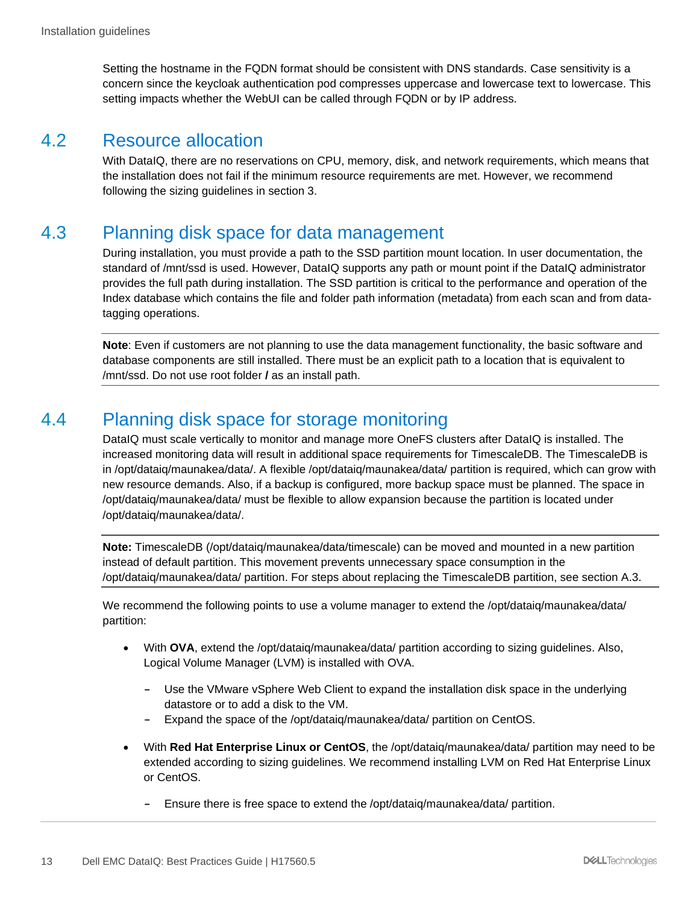Setting the hostname in the FQDN format should be consistent with DNS standards. Case sensitivity is a concern since the keycloak authentication pod compresses uppercase and lowercase text to lowercase. This setting impacts whether the WebUI can be called through FQDN or by IP address.

## 4.2 Resource allocation

With DataIQ, there are no reservations on CPU, memory, disk, and network requirements, which means that the installation does not fail if the minimum resource requirements are met. However, we recommend following the sizing guidelines in section 3.

## 4.3 Planning disk space for data management

During installation, you must provide a path to the SSD partition mount location. In user documentation, the standard of /mnt/ssd is used. However, DataIQ supports any path or mount point if the DataIQ administrator provides the full path during installation. The SSD partition is critical to the performance and operation of the Index database which contains the file and folder path information (metadata) from each scan and from data-tagging operations.

---

**Note**: Even if customers are not planning to use the data management functionality, the basic software and database components are still installed. There must be an explicit path to a location that is equivalent to /mnt/ssd. Do not use root folder **/** as an install path.

---

## 4.4 Planning disk space for storage monitoring

DataIQ must scale vertically to monitor and manage more OneFS clusters after DataIQ is installed. The increased monitoring data will result in additional space requirements for TimescaleDB. The TimescaleDB is in /opt/dataiq/maunakea/data/. A flexible /opt/dataiq/maunakea/data/ partition is required, which can grow with new resource demands. Also, if a backup is configured, more backup space must be planned. The space in /opt/dataiq/maunakea/data/ must be flexible to allow expansion because the partition is located under /opt/dataiq/maunakea/data/.

---

**Note:** TimescaleDB (/opt/dataiq/maunakea/data/timescale) can be moved and mounted in a new partition instead of default partition. This movement prevents unnecessary space consumption in the /opt/dataiq/maunakea/data/ partition. For steps about replacing the TimescaleDB partition, see section A.3.

---

We recommend the following points to use a volume manager to extend the /opt/dataiq/maunakea/data/ partition:

- With **OVA**, extend the /opt/dataiq/maunakea/data/ partition according to sizing guidelines. Also, Logical Volume Manager (LVM) is installed with OVA.
  - Use the VMware vSphere Web Client to expand the installation disk space in the underlying datastore or to add a disk to the VM.
  - Expand the space of the /opt/dataiq/maunakea/data/ partition on CentOS.
- With **Red Hat Enterprise Linux or CentOS**, the /opt/dataiq/maunakea/data/ partition may need to be extended according to sizing guidelines. We recommend installing LVM on Red Hat Enterprise Linux or CentOS.
  - Ensure there is free space to extend the /opt/dataiq/maunakea/data/ partition.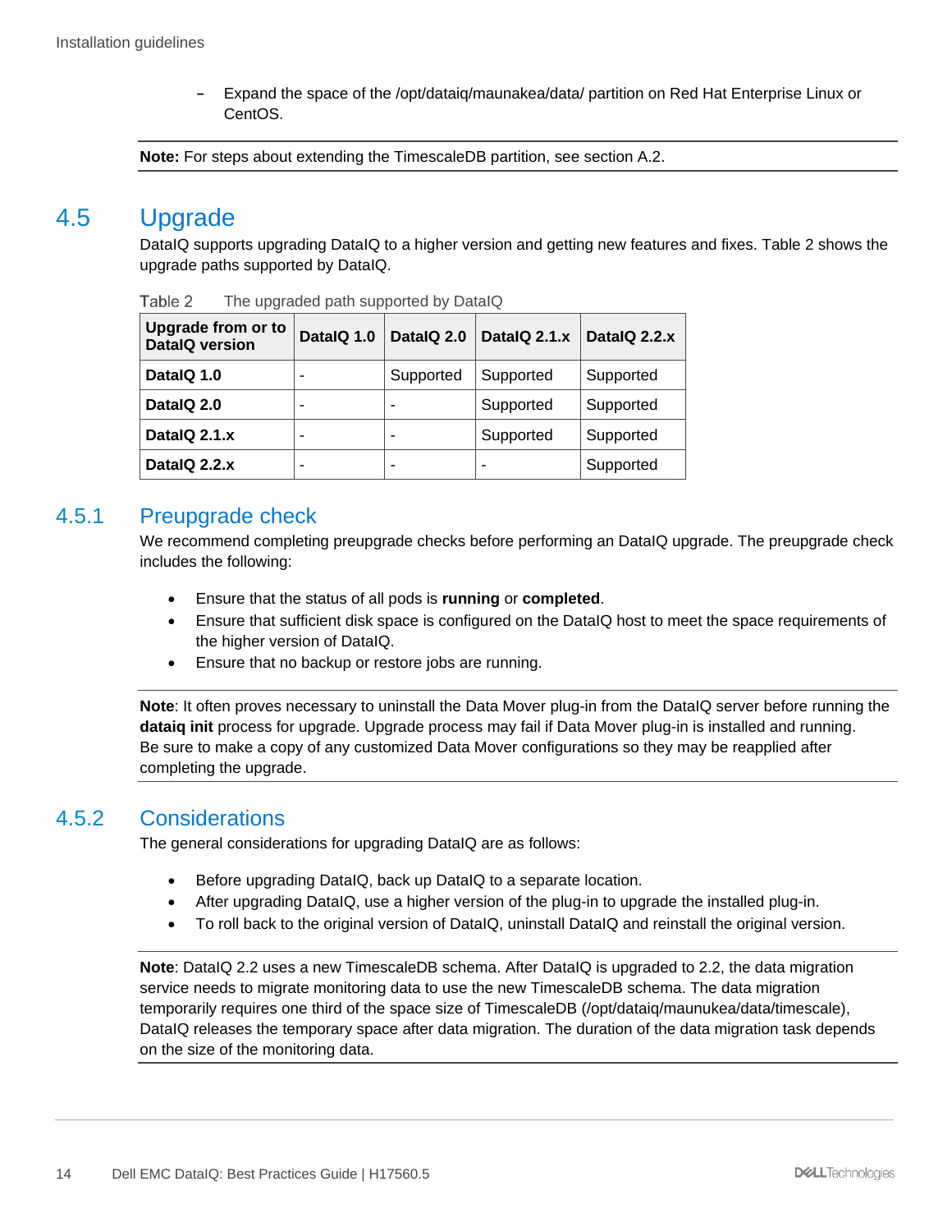- Expand the space of the /opt/dataiq/maunakea/data/ partition on Red Hat Enterprise Linux or CentOS.

**Note:** For steps about extending the TimescaleDB partition, see section A.2.

## 4.5 Upgrade

DataIQ supports upgrading DataIQ to a higher version and getting new features and fixes. Table 2 shows the upgrade paths supported by DataIQ.

Table 2 The upgraded path supported by DataIQ

| Upgrade from or to DataIQ version | DataIQ 1.0 | DataIQ 2.0 | DataIQ 2.1.x | DataIQ 2.2.x |
|---|---|---|---|---|
| **DataIQ 1.0** | - | Supported | Supported | Supported |
| **DataIQ 2.0** | - | - | Supported | Supported |
| **DataIQ 2.1.x** | - | - | Supported | Supported |
| **DataIQ 2.2.x** | - | - | - | Supported |

### 4.5.1 Preupgrade check

We recommend completing preupgrade checks before performing an DataIQ upgrade. The preupgrade check includes the following:

- Ensure that the status of all pods is **running** or **completed**.
- Ensure that sufficient disk space is configured on the DataIQ host to meet the space requirements of the higher version of DataIQ.
- Ensure that no backup or restore jobs are running.

**Note**: It often proves necessary to uninstall the Data Mover plug-in from the DataIQ server before running the **dataiq init** process for upgrade. Upgrade process may fail if Data Mover plug-in is installed and running. Be sure to make a copy of any customized Data Mover configurations so they may be reapplied after completing the upgrade.

### 4.5.2 Considerations

The general considerations for upgrading DataIQ are as follows:

- Before upgrading DataIQ, back up DataIQ to a separate location.
- After upgrading DataIQ, use a higher version of the plug-in to upgrade the installed plug-in.
- To roll back to the original version of DataIQ, uninstall DataIQ and reinstall the original version.

**Note**: DataIQ 2.2 uses a new TimescaleDB schema. After DataIQ is upgraded to 2.2, the data migration service needs to migrate monitoring data to use the new TimescaleDB schema. The data migration temporarily requires one third of the space size of TimescaleDB (/opt/dataiq/maunukea/data/timescale), DataIQ releases the temporary space after data migration. The duration of the data migration task depends on the size of the monitoring data.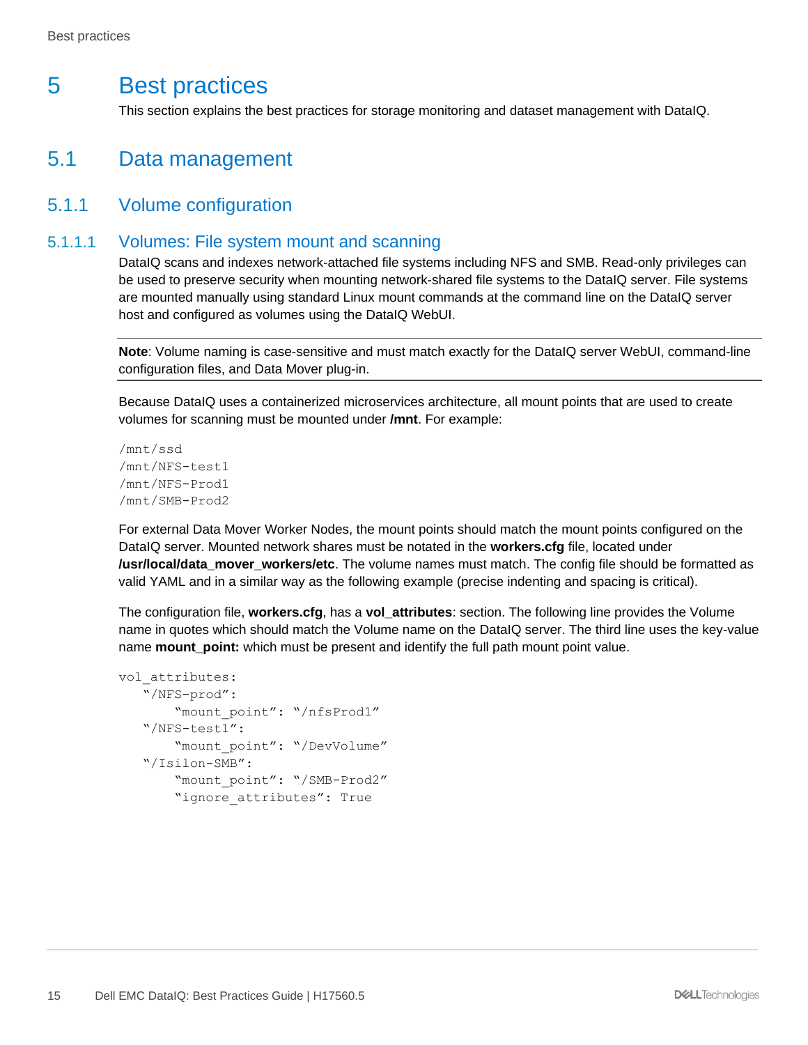# 5 Best practices

This section explains the best practices for storage monitoring and dataset management with DataIQ.

## 5.1 Data management

### 5.1.1 Volume configuration

#### 5.1.1.1 Volumes: File system mount and scanning

DataIQ scans and indexes network-attached file systems including NFS and SMB. Read-only privileges can be used to preserve security when mounting network-shared file systems to the DataIQ server. File systems are mounted manually using standard Linux mount commands at the command line on the DataIQ server host and configured as volumes using the DataIQ WebUI.

**Note**: Volume naming is case-sensitive and must match exactly for the DataIQ server WebUI, command-line configuration files, and Data Mover plug-in.

Because DataIQ uses a containerized microservices architecture, all mount points that are used to create volumes for scanning must be mounted under **/mnt**. For example:

```
/mnt/ssd
/mnt/NFS-test1
/mnt/NFS-Prod1
/mnt/SMB-Prod2
```

For external Data Mover Worker Nodes, the mount points should match the mount points configured on the DataIQ server. Mounted network shares must be notated in the **workers.cfg** file, located under **/usr/local/data_mover_workers/etc**. The volume names must match. The config file should be formatted as valid YAML and in a similar way as the following example (precise indenting and spacing is critical).

The configuration file, **workers.cfg**, has a **vol_attributes**: section. The following line provides the Volume name in quotes which should match the Volume name on the DataIQ server. The third line uses the key-value name **mount_point:** which must be present and identify the full path mount point value.

```
vol_attributes:
   "/NFS-prod":
       "mount_point": "/nfsProd1"
   "/NFS-test1":
       "mount_point": "/DevVolume"
   "/Isilon-SMB":
       "mount_point": "/SMB-Prod2"
       "ignore_attributes": True
```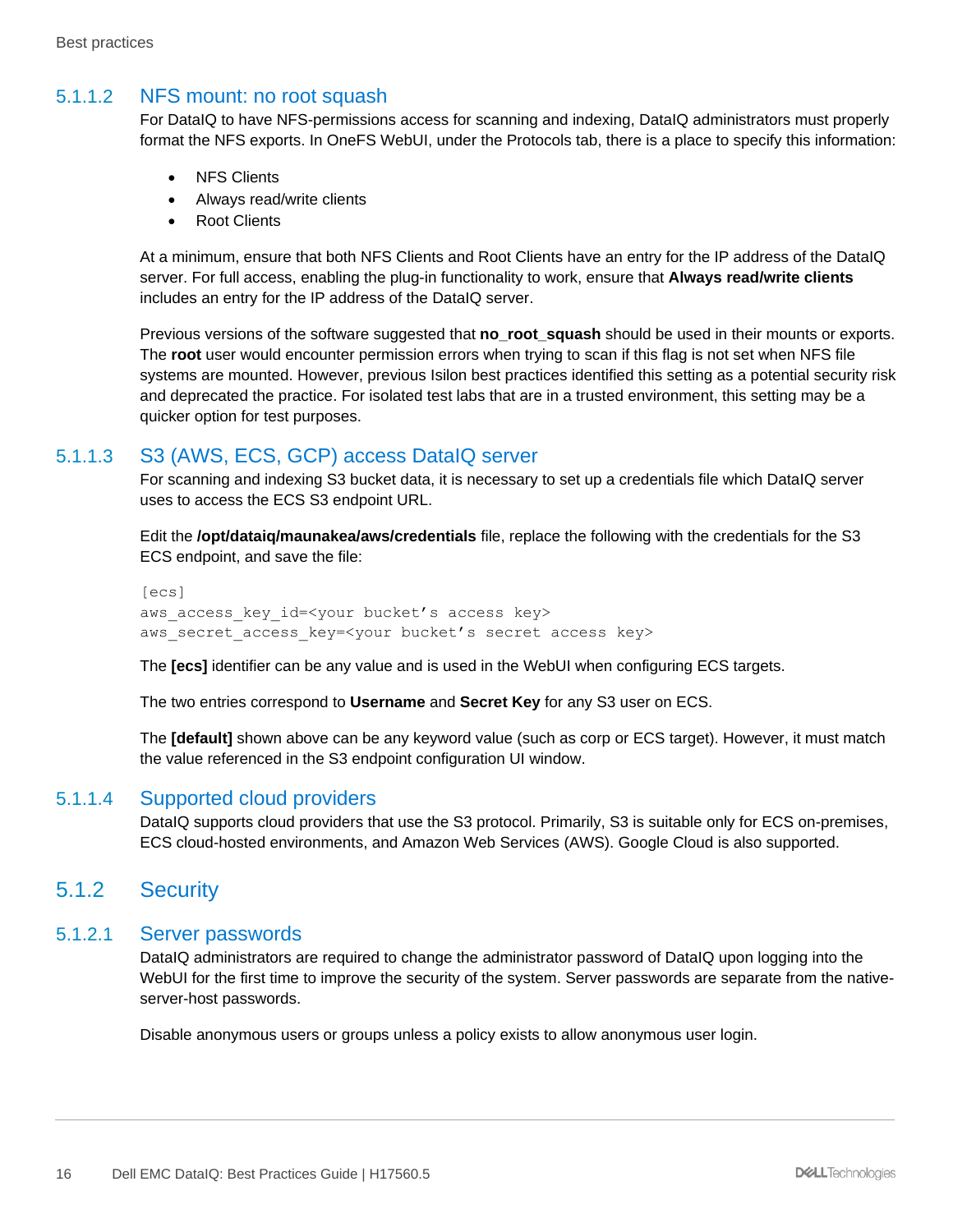#### 5.1.1.2 NFS mount: no root squash

For DataIQ to have NFS-permissions access for scanning and indexing, DataIQ administrators must properly format the NFS exports. In OneFS WebUI, under the Protocols tab, there is a place to specify this information:

- NFS Clients
- Always read/write clients
- Root Clients

At a minimum, ensure that both NFS Clients and Root Clients have an entry for the IP address of the DataIQ server. For full access, enabling the plug-in functionality to work, ensure that **Always read/write clients** includes an entry for the IP address of the DataIQ server.

Previous versions of the software suggested that **no_root_squash** should be used in their mounts or exports. The **root** user would encounter permission errors when trying to scan if this flag is not set when NFS file systems are mounted. However, previous Isilon best practices identified this setting as a potential security risk and deprecated the practice. For isolated test labs that are in a trusted environment, this setting may be a quicker option for test purposes.

#### 5.1.1.3 S3 (AWS, ECS, GCP) access DataIQ server

For scanning and indexing S3 bucket data, it is necessary to set up a credentials file which DataIQ server uses to access the ECS S3 endpoint URL.

Edit the **/opt/dataiq/maunakea/aws/credentials** file, replace the following with the credentials for the S3 ECS endpoint, and save the file:

```
[ecs]
aws_access_key_id=<your bucket’s access key>
aws_secret_access_key=<your bucket’s secret access key>
```

The **[ecs]** identifier can be any value and is used in the WebUI when configuring ECS targets.

The two entries correspond to **Username** and **Secret Key** for any S3 user on ECS.

The **[default]** shown above can be any keyword value (such as corp or ECS target). However, it must match the value referenced in the S3 endpoint configuration UI window.

#### 5.1.1.4 Supported cloud providers

DataIQ supports cloud providers that use the S3 protocol. Primarily, S3 is suitable only for ECS on-premises, ECS cloud-hosted environments, and Amazon Web Services (AWS). Google Cloud is also supported.

### 5.1.2 Security

#### 5.1.2.1 Server passwords

DataIQ administrators are required to change the administrator password of DataIQ upon logging into the WebUI for the first time to improve the security of the system. Server passwords are separate from the native-server-host passwords.

Disable anonymous users or groups unless a policy exists to allow anonymous user login.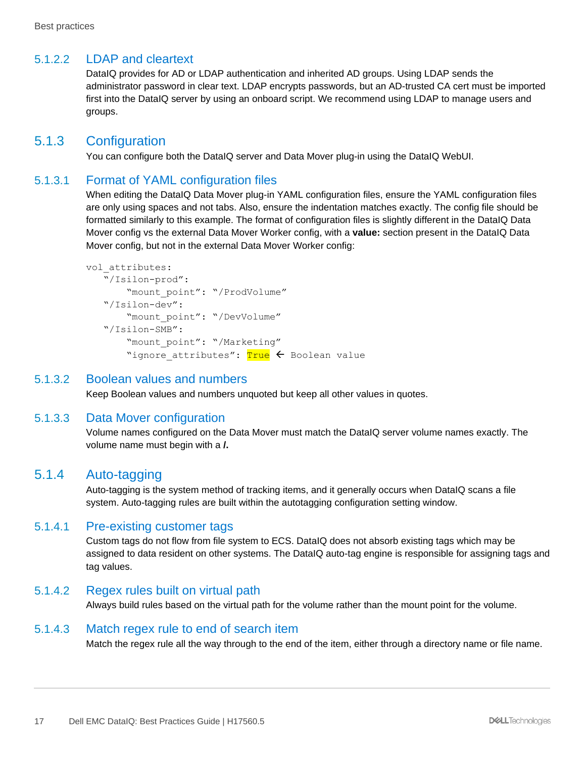#### 5.1.2.2 LDAP and cleartext

DataIQ provides for AD or LDAP authentication and inherited AD groups. Using LDAP sends the administrator password in clear text. LDAP encrypts passwords, but an AD-trusted CA cert must be imported first into the DataIQ server by using an onboard script. We recommend using LDAP to manage users and groups.

### 5.1.3 Configuration

You can configure both the DataIQ server and Data Mover plug-in using the DataIQ WebUI.

#### 5.1.3.1 Format of YAML configuration files

When editing the DataIQ Data Mover plug-in YAML configuration files, ensure the YAML configuration files are only using spaces and not tabs. Also, ensure the indentation matches exactly. The config file should be formatted similarly to this example. The format of configuration files is slightly different in the DataIQ Data Mover config vs the external Data Mover Worker config, with a **value:** section present in the DataIQ Data Mover config, but not in the external Data Mover Worker config:

```
vol_attributes:
   "/Isilon-prod":
       "mount_point": "/ProdVolume"
   "/Isilon-dev":
       "mount_point": "/DevVolume"
   "/Isilon-SMB":
       "mount_point": "/Marketing"
       "ignore_attributes": True ← Boolean value
```

#### 5.1.3.2 Boolean values and numbers

Keep Boolean values and numbers unquoted but keep all other values in quotes.

#### 5.1.3.3 Data Mover configuration

Volume names configured on the Data Mover must match the DataIQ server volume names exactly. The volume name must begin with a ***/*.**

### 5.1.4 Auto-tagging

Auto-tagging is the system method of tracking items, and it generally occurs when DataIQ scans a file system. Auto-tagging rules are built within the autotagging configuration setting window.

#### 5.1.4.1 Pre-existing customer tags

Custom tags do not flow from file system to ECS. DataIQ does not absorb existing tags which may be assigned to data resident on other systems. The DataIQ auto-tag engine is responsible for assigning tags and tag values.

#### 5.1.4.2 Regex rules built on virtual path

Always build rules based on the virtual path for the volume rather than the mount point for the volume.

#### 5.1.4.3 Match regex rule to end of search item

Match the regex rule all the way through to the end of the item, either through a directory name or file name.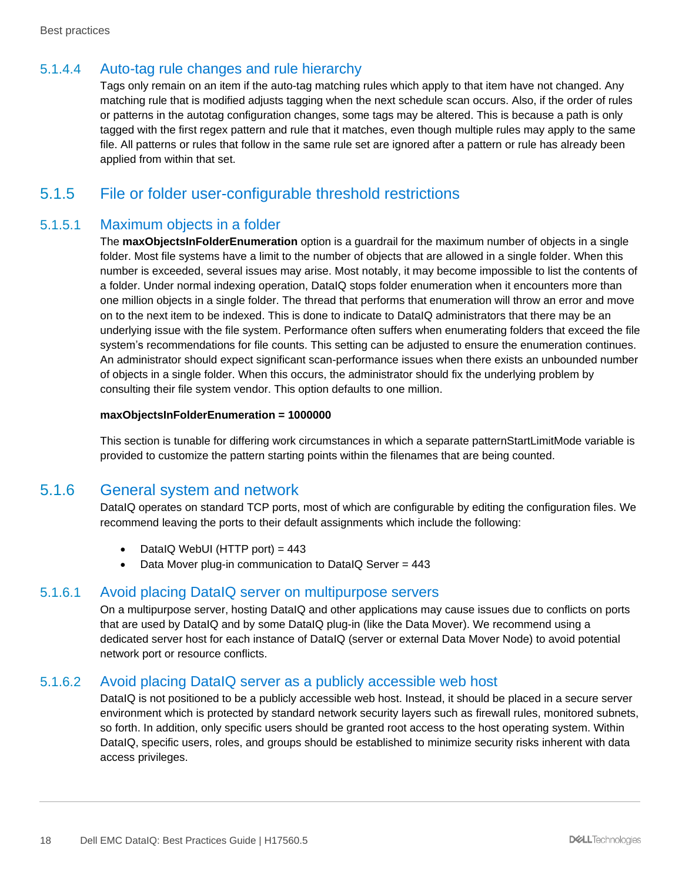#### 5.1.4.4 Auto-tag rule changes and rule hierarchy

Tags only remain on an item if the auto-tag matching rules which apply to that item have not changed. Any matching rule that is modified adjusts tagging when the next schedule scan occurs. Also, if the order of rules or patterns in the autotag configuration changes, some tags may be altered. This is because a path is only tagged with the first regex pattern and rule that it matches, even though multiple rules may apply to the same file. All patterns or rules that follow in the same rule set are ignored after a pattern or rule has already been applied from within that set.

### 5.1.5 File or folder user-configurable threshold restrictions

#### 5.1.5.1 Maximum objects in a folder

The **maxObjectsInFolderEnumeration** option is a guardrail for the maximum number of objects in a single folder. Most file systems have a limit to the number of objects that are allowed in a single folder. When this number is exceeded, several issues may arise. Most notably, it may become impossible to list the contents of a folder. Under normal indexing operation, DataIQ stops folder enumeration when it encounters more than one million objects in a single folder. The thread that performs that enumeration will throw an error and move on to the next item to be indexed. This is done to indicate to DataIQ administrators that there may be an underlying issue with the file system. Performance often suffers when enumerating folders that exceed the file system's recommendations for file counts. This setting can be adjusted to ensure the enumeration continues. An administrator should expect significant scan-performance issues when there exists an unbounded number of objects in a single folder. When this occurs, the administrator should fix the underlying problem by consulting their file system vendor. This option defaults to one million.

**maxObjectsInFolderEnumeration = 1000000**

This section is tunable for differing work circumstances in which a separate patternStartLimitMode variable is provided to customize the pattern starting points within the filenames that are being counted.

### 5.1.6 General system and network

DataIQ operates on standard TCP ports, most of which are configurable by editing the configuration files. We recommend leaving the ports to their default assignments which include the following:

- DataIQ WebUI (HTTP port) = 443
- Data Mover plug-in communication to DataIQ Server = 443

#### 5.1.6.1 Avoid placing DataIQ server on multipurpose servers

On a multipurpose server, hosting DataIQ and other applications may cause issues due to conflicts on ports that are used by DataIQ and by some DataIQ plug-in (like the Data Mover). We recommend using a dedicated server host for each instance of DataIQ (server or external Data Mover Node) to avoid potential network port or resource conflicts.

#### 5.1.6.2 Avoid placing DataIQ server as a publicly accessible web host

DataIQ is not positioned to be a publicly accessible web host. Instead, it should be placed in a secure server environment which is protected by standard network security layers such as firewall rules, monitored subnets, so forth. In addition, only specific users should be granted root access to the host operating system. Within DataIQ, specific users, roles, and groups should be established to minimize security risks inherent with data access privileges.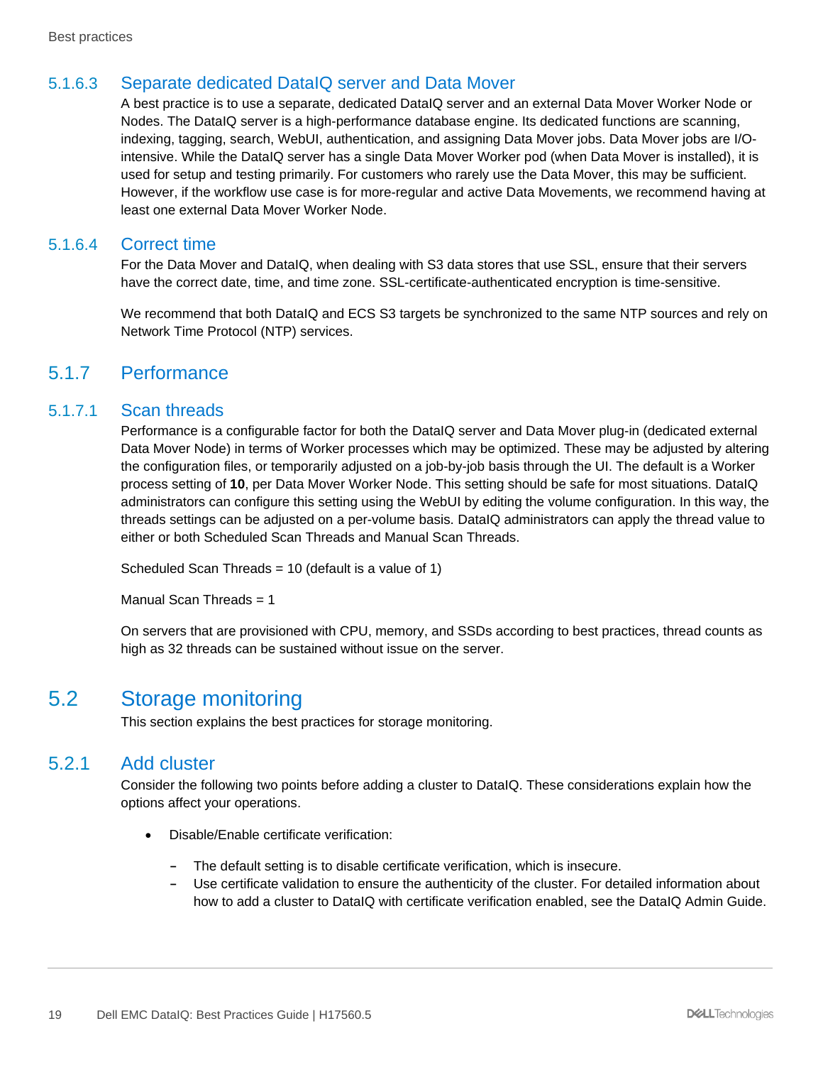#### 5.1.6.3 Separate dedicated DataIQ server and Data Mover

A best practice is to use a separate, dedicated DataIQ server and an external Data Mover Worker Node or Nodes. The DataIQ server is a high-performance database engine. Its dedicated functions are scanning, indexing, tagging, search, WebUI, authentication, and assigning Data Mover jobs. Data Mover jobs are I/O-intensive. While the DataIQ server has a single Data Mover Worker pod (when Data Mover is installed), it is used for setup and testing primarily. For customers who rarely use the Data Mover, this may be sufficient. However, if the workflow use case is for more-regular and active Data Movements, we recommend having at least one external Data Mover Worker Node.

#### 5.1.6.4 Correct time

For the Data Mover and DataIQ, when dealing with S3 data stores that use SSL, ensure that their servers have the correct date, time, and time zone. SSL-certificate-authenticated encryption is time-sensitive.

We recommend that both DataIQ and ECS S3 targets be synchronized to the same NTP sources and rely on Network Time Protocol (NTP) services.

### 5.1.7 Performance

#### 5.1.7.1 Scan threads

Performance is a configurable factor for both the DataIQ server and Data Mover plug-in (dedicated external Data Mover Node) in terms of Worker processes which may be optimized. These may be adjusted by altering the configuration files, or temporarily adjusted on a job-by-job basis through the UI. The default is a Worker process setting of **10**, per Data Mover Worker Node. This setting should be safe for most situations. DataIQ administrators can configure this setting using the WebUI by editing the volume configuration. In this way, the threads settings can be adjusted on a per-volume basis. DataIQ administrators can apply the thread value to either or both Scheduled Scan Threads and Manual Scan Threads.

Scheduled Scan Threads = 10 (default is a value of 1)

Manual Scan Threads = 1

On servers that are provisioned with CPU, memory, and SSDs according to best practices, thread counts as high as 32 threads can be sustained without issue on the server.

## 5.2 Storage monitoring

This section explains the best practices for storage monitoring.

### 5.2.1 Add cluster

Consider the following two points before adding a cluster to DataIQ. These considerations explain how the options affect your operations.

- Disable/Enable certificate verification:
  - The default setting is to disable certificate verification, which is insecure.
  - Use certificate validation to ensure the authenticity of the cluster. For detailed information about how to add a cluster to DataIQ with certificate verification enabled, see the DataIQ Admin Guide.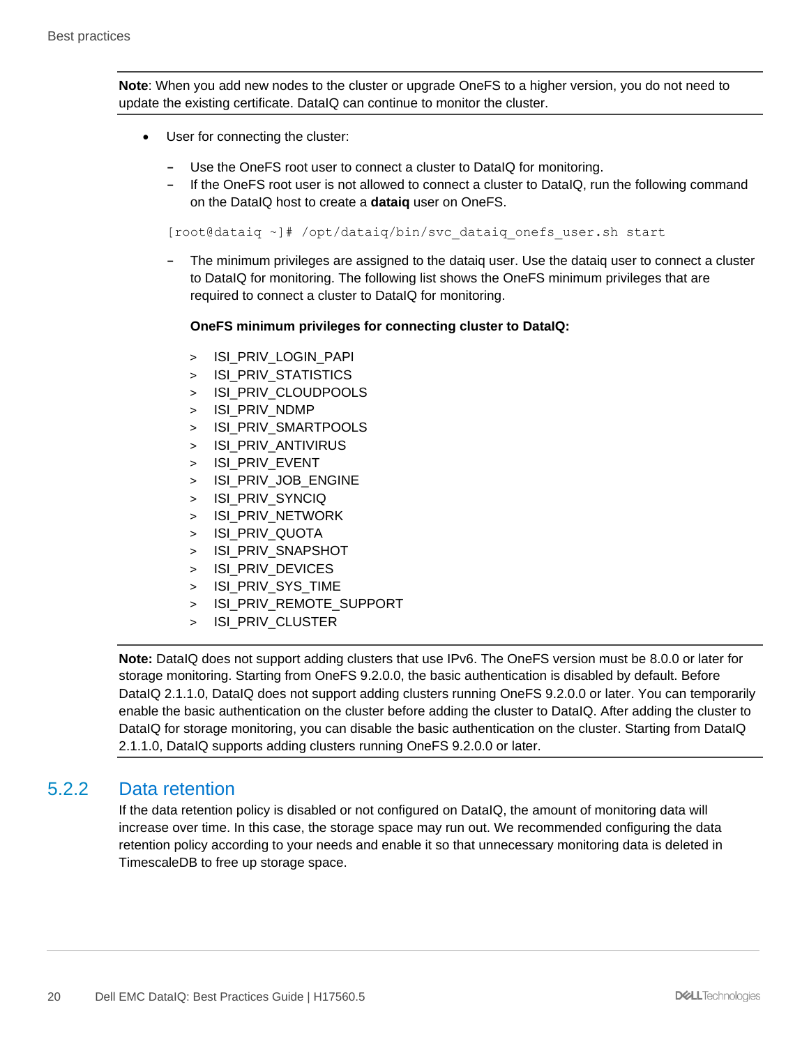**Note**: When you add new nodes to the cluster or upgrade OneFS to a higher version, you do not need to update the existing certificate. DataIQ can continue to monitor the cluster.

- User for connecting the cluster:
  - Use the OneFS root user to connect a cluster to DataIQ for monitoring.
  - If the OneFS root user is not allowed to connect a cluster to DataIQ, run the following command on the DataIQ host to create a **dataiq** user on OneFS.

```
[root@dataiq ~]# /opt/dataiq/bin/svc_dataiq_onefs_user.sh start
```

  - The minimum privileges are assigned to the dataiq user. Use the dataiq user to connect a cluster to DataIQ for monitoring. The following list shows the OneFS minimum privileges that are required to connect a cluster to DataIQ for monitoring.

    **OneFS minimum privileges for connecting cluster to DataIQ:**

    - ISI_PRIV_LOGIN_PAPI
    - ISI_PRIV_STATISTICS
    - ISI_PRIV_CLOUDPOOLS
    - ISI_PRIV_NDMP
    - ISI_PRIV_SMARTPOOLS
    - ISI_PRIV_ANTIVIRUS
    - ISI_PRIV_EVENT
    - ISI_PRIV_JOB_ENGINE
    - ISI_PRIV_SYNCIQ
    - ISI_PRIV_NETWORK
    - ISI_PRIV_QUOTA
    - ISI_PRIV_SNAPSHOT
    - ISI_PRIV_DEVICES
    - ISI_PRIV_SYS_TIME
    - ISI_PRIV_REMOTE_SUPPORT
    - ISI_PRIV_CLUSTER

**Note:** DataIQ does not support adding clusters that use IPv6. The OneFS version must be 8.0.0 or later for storage monitoring. Starting from OneFS 9.2.0.0, the basic authentication is disabled by default. Before DataIQ 2.1.1.0, DataIQ does not support adding clusters running OneFS 9.2.0.0 or later. You can temporarily enable the basic authentication on the cluster before adding the cluster to DataIQ. After adding the cluster to DataIQ for storage monitoring, you can disable the basic authentication on the cluster. Starting from DataIQ 2.1.1.0, DataIQ supports adding clusters running OneFS 9.2.0.0 or later.

### 5.2.2 Data retention

If the data retention policy is disabled or not configured on DataIQ, the amount of monitoring data will increase over time. In this case, the storage space may run out. We recommended configuring the data retention policy according to your needs and enable it so that unnecessary monitoring data is deleted in TimescaleDB to free up storage space.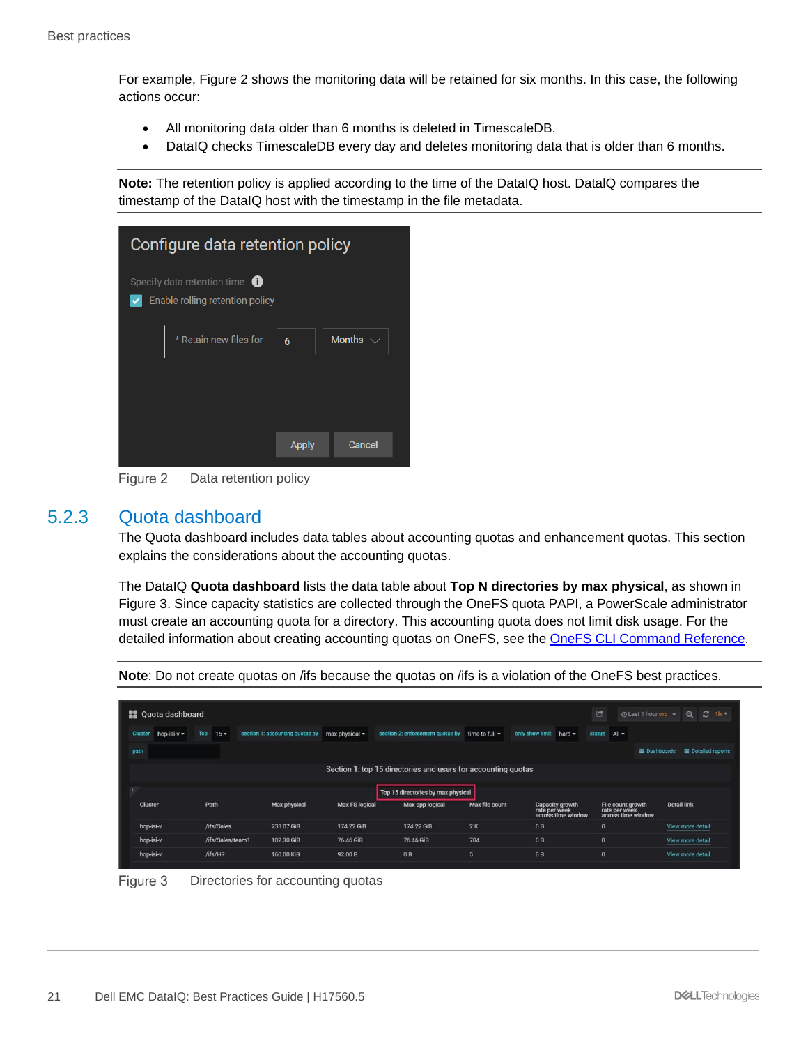For example, Figure 2 shows the monitoring data will be retained for six months. In this case, the following actions occur:

- All monitoring data older than 6 months is deleted in TimescaleDB.
- DataIQ checks TimescaleDB every day and deletes monitoring data that is older than 6 months.

**Note:** The retention policy is applied according to the time of the DataIQ host. DataIQ compares the timestamp of the DataIQ host with the timestamp in the file metadata.

Figure 2 Data retention policy

### 5.2.3 Quota dashboard

The Quota dashboard includes data tables about accounting quotas and enhancement quotas. This section explains the considerations about the accounting quotas.

The DataIQ **Quota dashboard** lists the data table about **Top N directories by max physical**, as shown in Figure 3. Since capacity statistics are collected through the OneFS quota PAPI, a PowerScale administrator must create an accounting quota for a directory. This accounting quota does not limit disk usage. For the detailed information about creating accounting quotas on OneFS, see the [OneFS CLI Command Reference](OneFS CLI Command Reference).

**Note**: Do not create quotas on /ifs because the quotas on /ifs is a violation of the OneFS best practices.

Figure 3 Directories for accounting quotas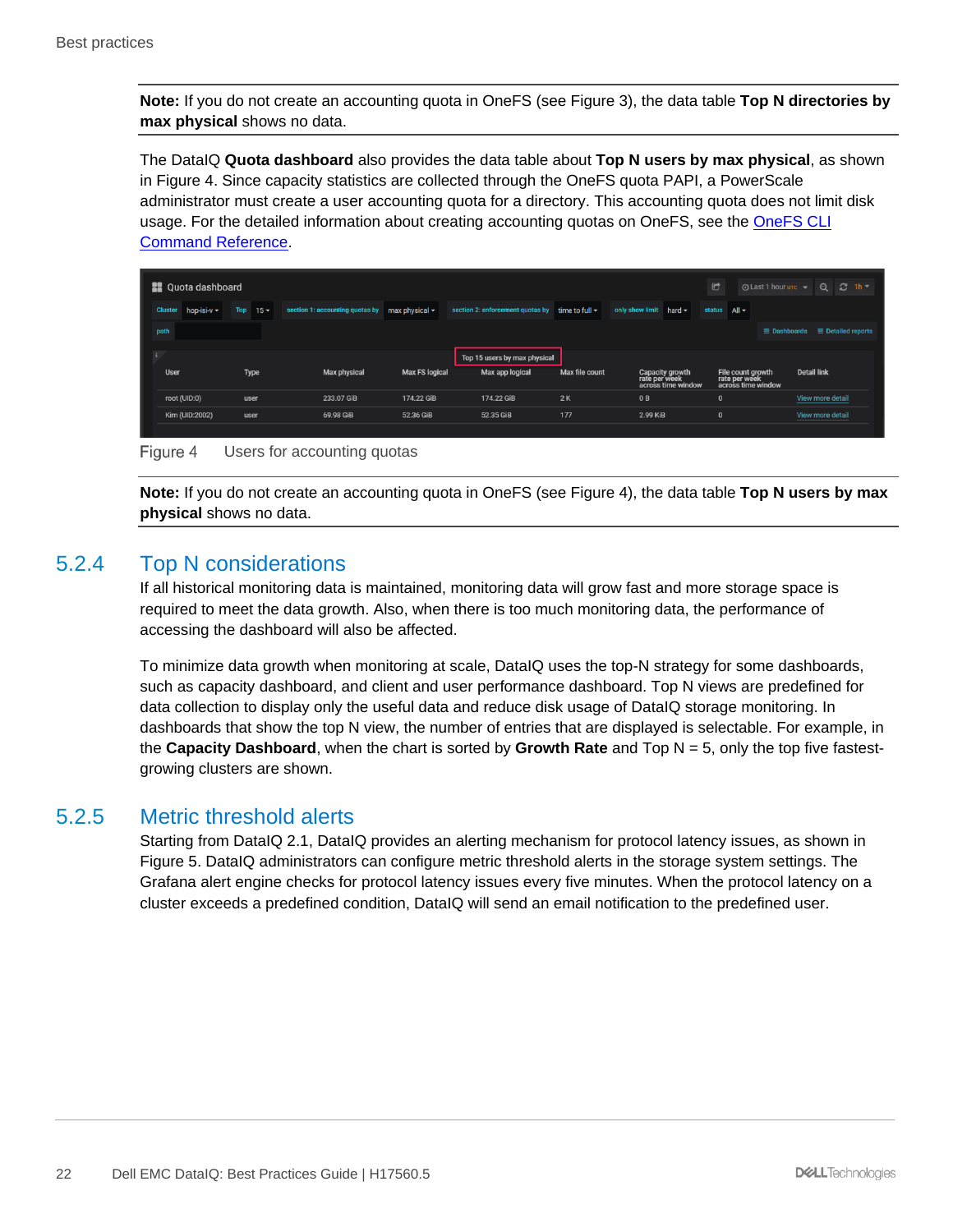**Note:** If you do not create an accounting quota in OneFS (see Figure 3), the data table **Top N directories by max physical** shows no data.

The DataIQ **Quota dashboard** also provides the data table about **Top N users by max physical**, as shown in Figure 4. Since capacity statistics are collected through the OneFS quota PAPI, a PowerScale administrator must create a user accounting quota for a directory. This accounting quota does not limit disk usage. For the detailed information about creating accounting quotas on OneFS, see the [OneFS CLI Command Reference](OneFS CLI Command Reference).

Figure 4 Users for accounting quotas

**Note:** If you do not create an accounting quota in OneFS (see Figure 4), the data table **Top N users by max physical** shows no data.

## 5.2.4 Top N considerations

If all historical monitoring data is maintained, monitoring data will grow fast and more storage space is required to meet the data growth. Also, when there is too much monitoring data, the performance of accessing the dashboard will also be affected.

To minimize data growth when monitoring at scale, DataIQ uses the top-N strategy for some dashboards, such as capacity dashboard, and client and user performance dashboard. Top N views are predefined for data collection to display only the useful data and reduce disk usage of DataIQ storage monitoring. In dashboards that show the top N view, the number of entries that are displayed is selectable. For example, in the **Capacity Dashboard**, when the chart is sorted by **Growth Rate** and Top N = 5, only the top five fastest-growing clusters are shown.

## 5.2.5 Metric threshold alerts

Starting from DataIQ 2.1, DataIQ provides an alerting mechanism for protocol latency issues, as shown in Figure 5. DataIQ administrators can configure metric threshold alerts in the storage system settings. The Grafana alert engine checks for protocol latency issues every five minutes. When the protocol latency on a cluster exceeds a predefined condition, DataIQ will send an email notification to the predefined user.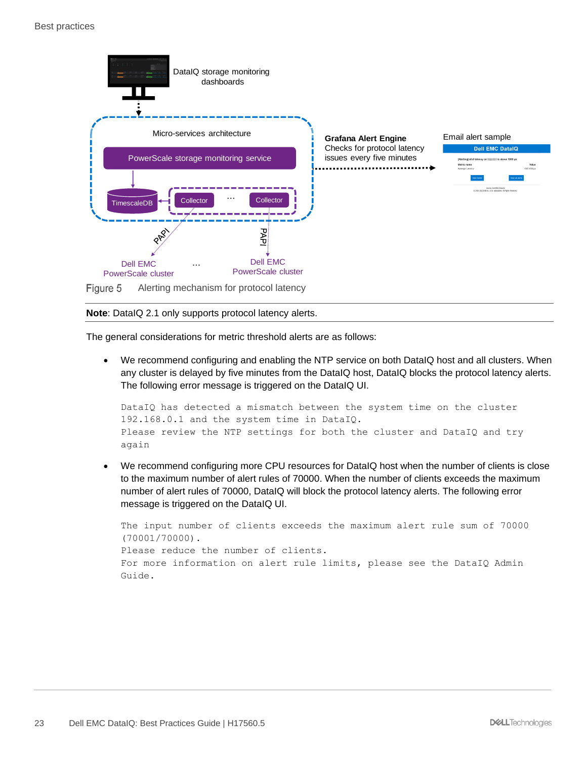Figure 5 Alerting mechanism for protocol latency

**Note**: DataIQ 2.1 only supports protocol latency alerts.

The general considerations for metric threshold alerts are as follows:

- We recommend configuring and enabling the NTP service on both DataIQ host and all clusters. When any cluster is delayed by five minutes from the DataIQ host, DataIQ blocks the protocol latency alerts. The following error message is triggered on the DataIQ UI.

```
DataIQ has detected a mismatch between the system time on the cluster
192.168.0.1 and the system time in DataIQ.
Please review the NTP settings for both the cluster and DataIQ and try
again
```

- We recommend configuring more CPU resources for DataIQ host when the number of clients is close to the maximum number of alert rules of 70000. When the number of clients exceeds the maximum number of alert rules of 70000, DataIQ will block the protocol latency alerts. The following error message is triggered on the DataIQ UI.

```
The input number of clients exceeds the maximum alert rule sum of 70000
(70001/70000).
Please reduce the number of clients.
For more information on alert rule limits, please see the DataIQ Admin
Guide.
```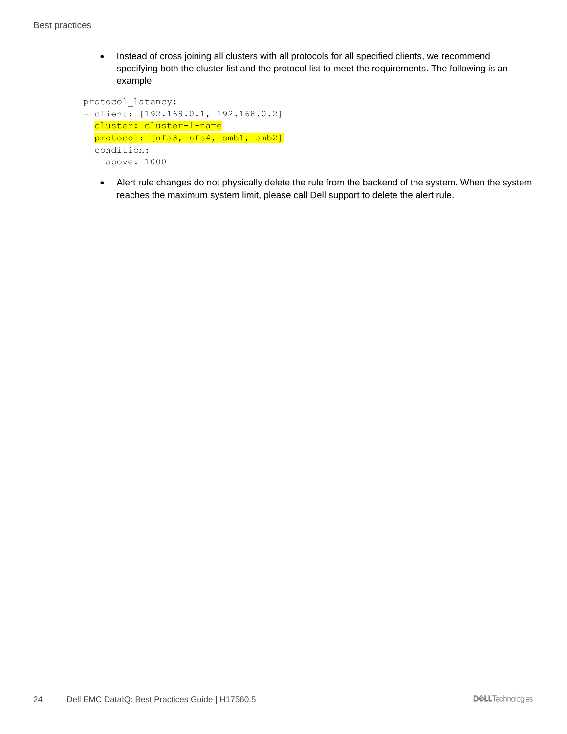- Instead of cross joining all clusters with all protocols for all specified clients, we recommend specifying both the cluster list and the protocol list to meet the requirements. The following is an example.

```
protocol_latency:
- client: [192.168.0.1, 192.168.0.2]
  cluster: cluster-1-name
  protocol: [nfs3, nfs4, smb1, smb2]
  condition:
    above: 1000
```

- Alert rule changes do not physically delete the rule from the backend of the system. When the system reaches the maximum system limit, please call Dell support to delete the alert rule.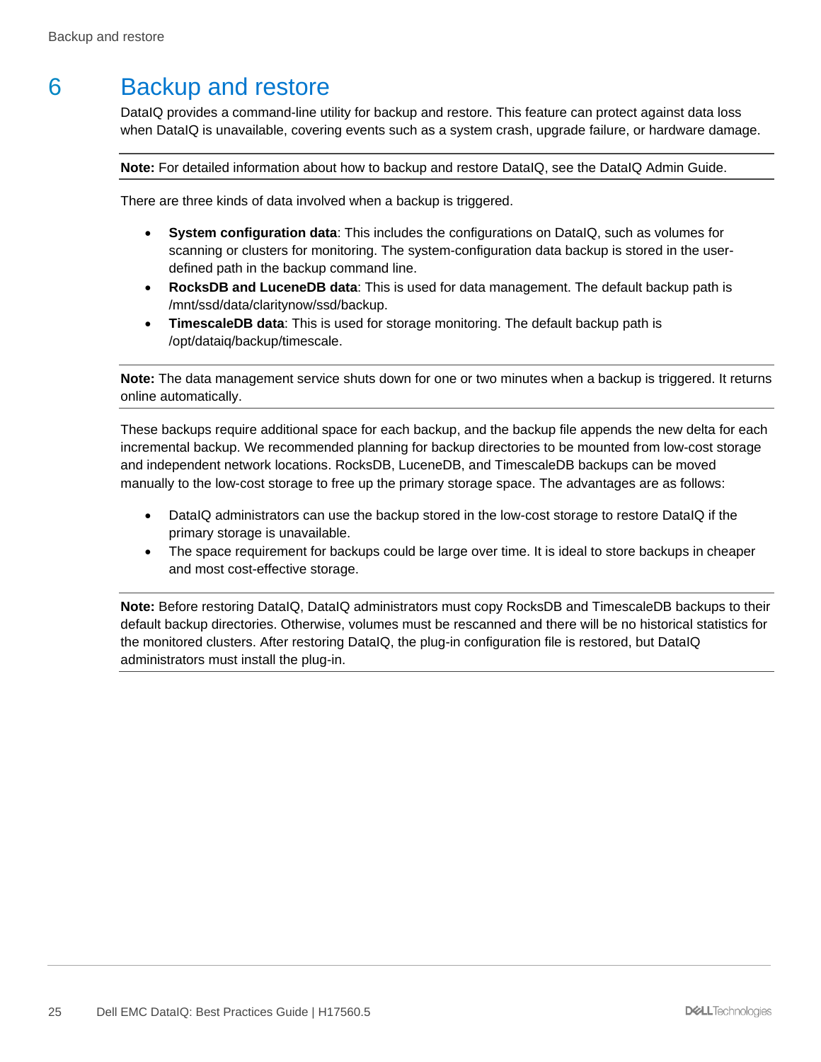# 6 Backup and restore

DataIQ provides a command-line utility for backup and restore. This feature can protect against data loss when DataIQ is unavailable, covering events such as a system crash, upgrade failure, or hardware damage.

**Note:** For detailed information about how to backup and restore DataIQ, see the DataIQ Admin Guide.

There are three kinds of data involved when a backup is triggered.

- **System configuration data**: This includes the configurations on DataIQ, such as volumes for scanning or clusters for monitoring. The system-configuration data backup is stored in the user-defined path in the backup command line.
- **RocksDB and LuceneDB data**: This is used for data management. The default backup path is /mnt/ssd/data/claritynow/ssd/backup.
- **TimescaleDB data**: This is used for storage monitoring. The default backup path is /opt/dataiq/backup/timescale.

**Note:** The data management service shuts down for one or two minutes when a backup is triggered. It returns online automatically.

These backups require additional space for each backup, and the backup file appends the new delta for each incremental backup. We recommended planning for backup directories to be mounted from low-cost storage and independent network locations. RocksDB, LuceneDB, and TimescaleDB backups can be moved manually to the low-cost storage to free up the primary storage space. The advantages are as follows:

- DataIQ administrators can use the backup stored in the low-cost storage to restore DataIQ if the primary storage is unavailable.
- The space requirement for backups could be large over time. It is ideal to store backups in cheaper and most cost-effective storage.

**Note:** Before restoring DataIQ, DataIQ administrators must copy RocksDB and TimescaleDB backups to their default backup directories. Otherwise, volumes must be rescanned and there will be no historical statistics for the monitored clusters. After restoring DataIQ, the plug-in configuration file is restored, but DataIQ administrators must install the plug-in.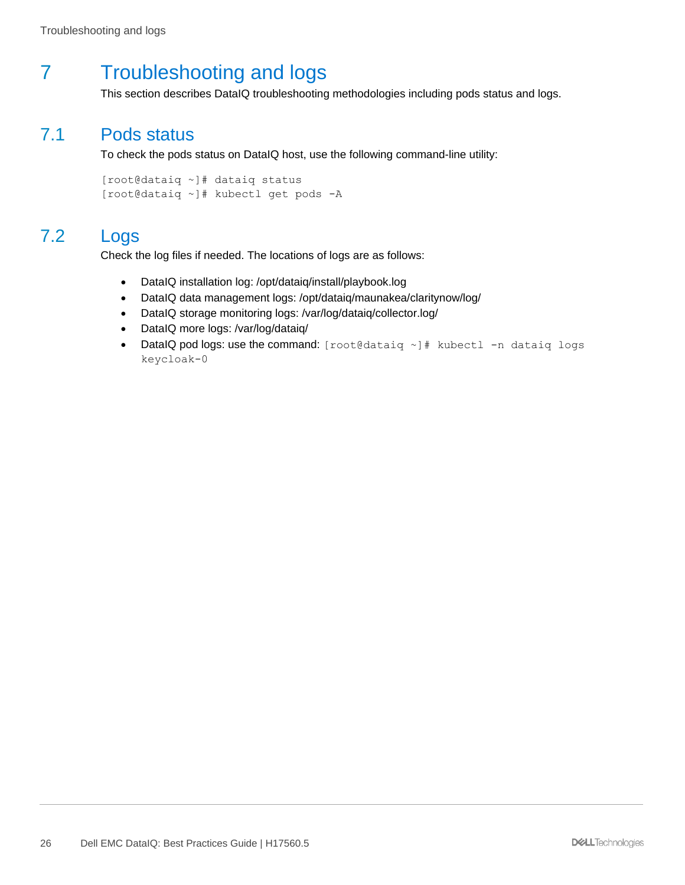# 7 Troubleshooting and logs

This section describes DataIQ troubleshooting methodologies including pods status and logs.

## 7.1 Pods status

To check the pods status on DataIQ host, use the following command-line utility:

```
[root@dataiq ~]# dataiq status
[root@dataiq ~]# kubectl get pods -A
```

## 7.2 Logs

Check the log files if needed. The locations of logs are as follows:

- DataIQ installation log: /opt/dataiq/install/playbook.log
- DataIQ data management logs: /opt/dataiq/maunakea/claritynow/log/
- DataIQ storage monitoring logs: /var/log/dataiq/collector.log/
- DataIQ more logs: /var/log/dataiq/
- DataIQ pod logs: use the command: `[root@dataiq ~]# kubectl -n dataiq logs keycloak-0`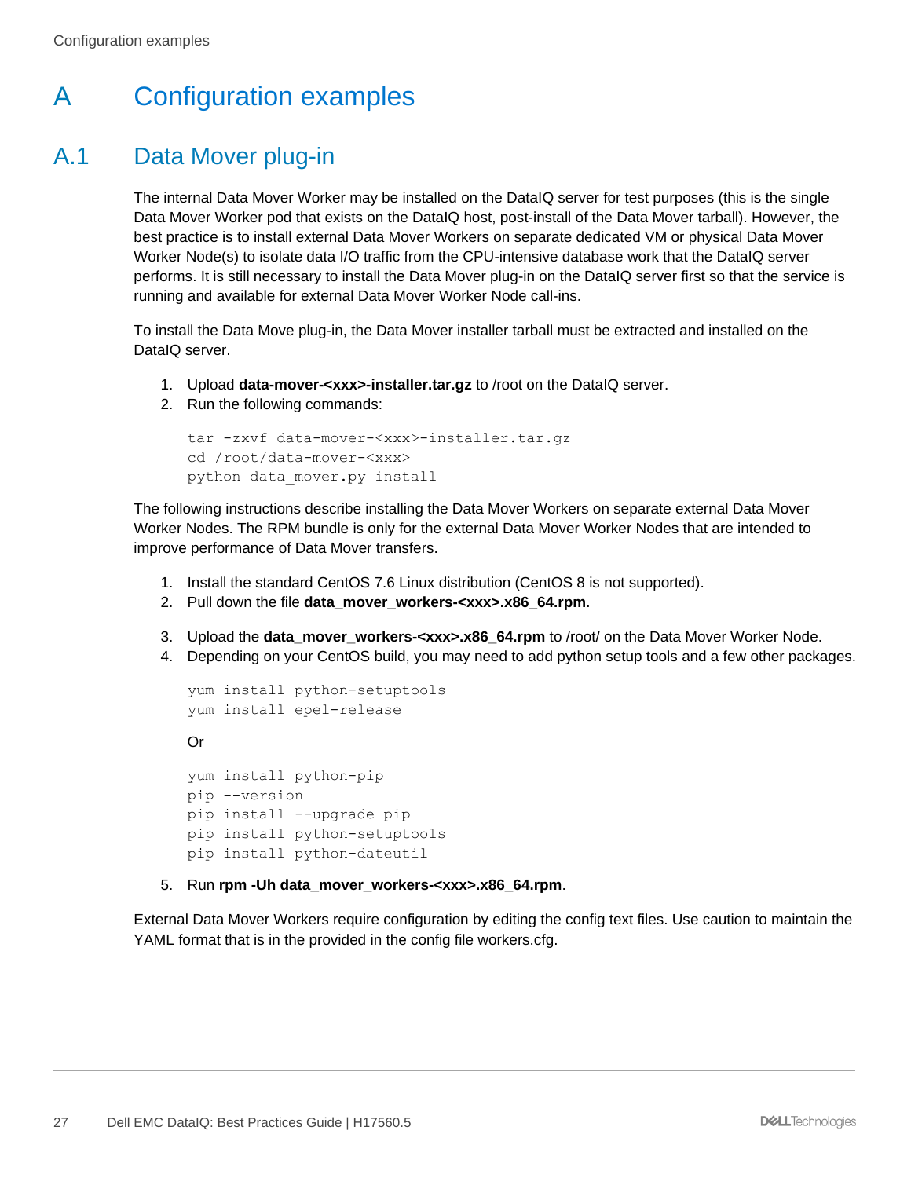# A Configuration examples

## A.1 Data Mover plug-in

The internal Data Mover Worker may be installed on the DataIQ server for test purposes (this is the single Data Mover Worker pod that exists on the DataIQ host, post-install of the Data Mover tarball). However, the best practice is to install external Data Mover Workers on separate dedicated VM or physical Data Mover Worker Node(s) to isolate data I/O traffic from the CPU-intensive database work that the DataIQ server performs. It is still necessary to install the Data Mover plug-in on the DataIQ server first so that the service is running and available for external Data Mover Worker Node call-ins.

To install the Data Move plug-in, the Data Mover installer tarball must be extracted and installed on the DataIQ server.

1. Upload **data-mover-<xxx>-installer.tar.gz** to /root on the DataIQ server.
2. Run the following commands:

```
tar -zxvf data-mover-<xxx>-installer.tar.gz
cd /root/data-mover-<xxx>
python data_mover.py install
```

The following instructions describe installing the Data Mover Workers on separate external Data Mover Worker Nodes. The RPM bundle is only for the external Data Mover Worker Nodes that are intended to improve performance of Data Mover transfers.

1. Install the standard CentOS 7.6 Linux distribution (CentOS 8 is not supported).
2. Pull down the file **data_mover_workers-<xxx>.x86_64.rpm**.
3. Upload the **data_mover_workers-<xxx>.x86_64.rpm** to /root/ on the Data Mover Worker Node.
4. Depending on your CentOS build, you may need to add python setup tools and a few other packages.

```
yum install python-setuptools
yum install epel-release
```

Or

```
yum install python-pip
pip --version
pip install --upgrade pip
pip install python-setuptools
pip install python-dateutil
```

5. Run **rpm -Uh data_mover_workers-<xxx>.x86_64.rpm**.

External Data Mover Workers require configuration by editing the config text files. Use caution to maintain the YAML format that is in the provided in the config file workers.cfg.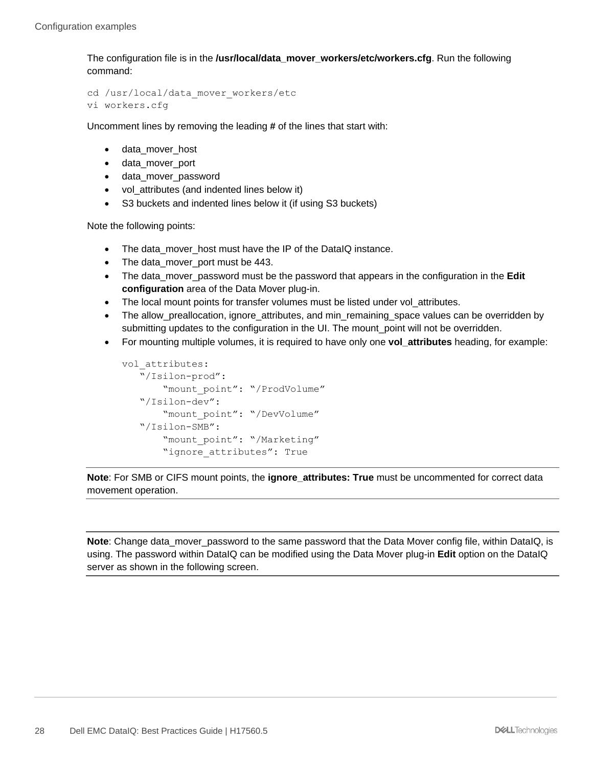The configuration file is in the **/usr/local/data_mover_workers/etc/workers.cfg**. Run the following command:

```
cd /usr/local/data_mover_workers/etc
vi workers.cfg
```

Uncomment lines by removing the leading **#** of the lines that start with:

- data_mover_host
- data_mover_port
- data_mover_password
- vol_attributes (and indented lines below it)
- S3 buckets and indented lines below it (if using S3 buckets)

Note the following points:

- The data_mover_host must have the IP of the DataIQ instance.
- The data_mover_port must be 443.
- The data_mover_password must be the password that appears in the configuration in the **Edit configuration** area of the Data Mover plug-in.
- The local mount points for transfer volumes must be listed under vol_attributes.
- The allow_preallocation, ignore_attributes, and min_remaining_space values can be overridden by submitting updates to the configuration in the UI. The mount_point will not be overridden.
- For mounting multiple volumes, it is required to have only one **vol_attributes** heading, for example:

```
vol_attributes:
   "/Isilon-prod":
       "mount_point": "/ProdVolume"
   "/Isilon-dev":
       "mount_point": "/DevVolume"
   "/Isilon-SMB":
       "mount_point": "/Marketing"
       "ignore_attributes": True
```

**Note**: For SMB or CIFS mount points, the **ignore_attributes: True** must be uncommented for correct data movement operation.

**Note**: Change data_mover_password to the same password that the Data Mover config file, within DataIQ, is using. The password within DataIQ can be modified using the Data Mover plug-in **Edit** option on the DataIQ server as shown in the following screen.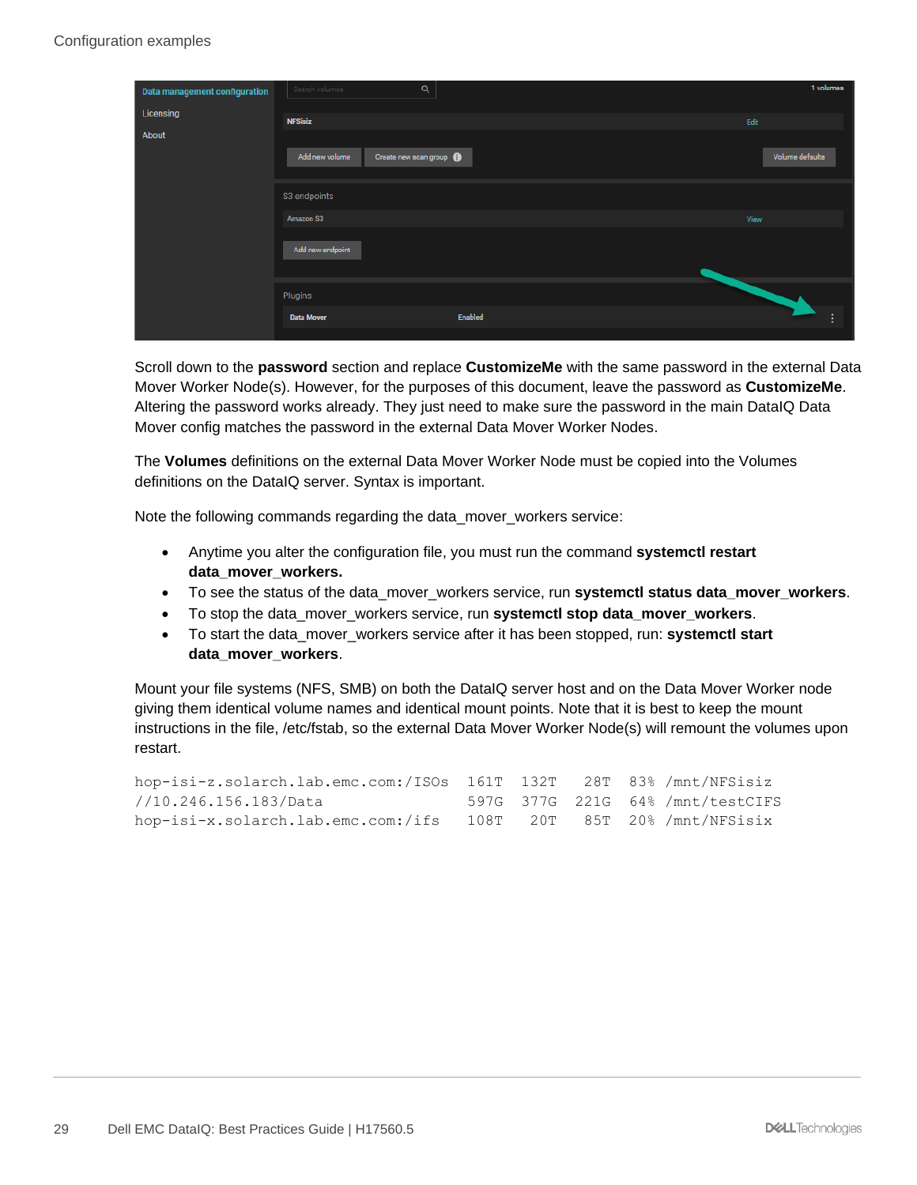Scroll down to the **password** section and replace **CustomizeMe** with the same password in the external Data Mover Worker Node(s). However, for the purposes of this document, leave the password as **CustomizeMe**. Altering the password works already. They just need to make sure the password in the main DataIQ Data Mover config matches the password in the external Data Mover Worker Nodes.

The **Volumes** definitions on the external Data Mover Worker Node must be copied into the Volumes definitions on the DataIQ server. Syntax is important.

Note the following commands regarding the data_mover_workers service:

- Anytime you alter the configuration file, you must run the command **systemctl restart data_mover_workers.**
- To see the status of the data_mover_workers service, run **systemctl status data_mover_workers**.
- To stop the data_mover_workers service, run **systemctl stop data_mover_workers**.
- To start the data_mover_workers service after it has been stopped, run: **systemctl start data_mover_workers**.

Mount your file systems (NFS, SMB) on both the DataIQ server host and on the Data Mover Worker node giving them identical volume names and identical mount points. Note that it is best to keep the mount instructions in the file, /etc/fstab, so the external Data Mover Worker Node(s) will remount the volumes upon restart.

```
hop-isi-z.solarch.lab.emc.com:/ISOs  161T  132T   28T  83% /mnt/NFSisiz
//10.246.156.183/Data                597G  377G  221G  64% /mnt/testCIFS
hop-isi-x.solarch.lab.emc.com:/ifs   108T   20T   85T  20% /mnt/NFSisix
```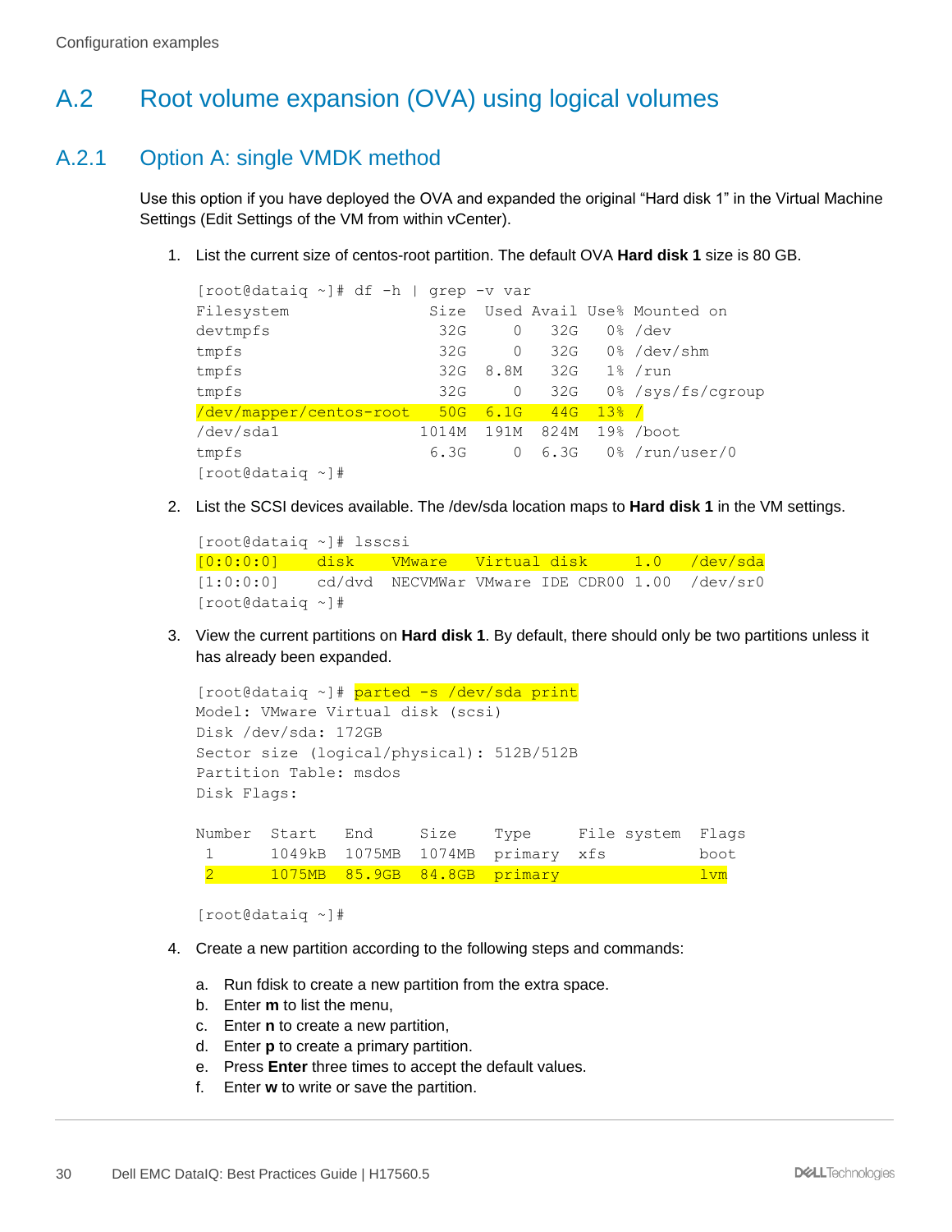## A.2 Root volume expansion (OVA) using logical volumes

### A.2.1 Option A: single VMDK method

Use this option if you have deployed the OVA and expanded the original “Hard disk 1” in the Virtual Machine Settings (Edit Settings of the VM from within vCenter).

1. List the current size of centos-root partition. The default OVA **Hard disk 1** size is 80 GB.

```
[root@dataiq ~]# df -h | grep -v var
Filesystem               Size  Used Avail Use% Mounted on
devtmpfs                  32G     0   32G   0% /dev
tmpfs                     32G     0   32G   0% /dev/shm
tmpfs                     32G  8.8M   32G   1% /run
tmpfs                     32G     0   32G   0% /sys/fs/cgroup
/dev/mapper/centos-root   50G  6.1G   44G  13% /
/dev/sda1               1014M  191M  824M  19% /boot
tmpfs                    6.3G     0  6.3G   0% /run/user/0
[root@dataiq ~]#
```

2. List the SCSI devices available. The /dev/sda location maps to **Hard disk 1** in the VM settings.

```
[root@dataiq ~]# lsscsi
[0:0:0:0]    disk    VMware   Virtual disk     1.0   /dev/sda
[1:0:0:0]    cd/dvd  NECVMWar VMware IDE CDR00 1.00  /dev/sr0
[root@dataiq ~]#
```

3. View the current partitions on **Hard disk 1**. By default, there should only be two partitions unless it has already been expanded.

```
[root@dataiq ~]# parted -s /dev/sda print
Model: VMware Virtual disk (scsi)
Disk /dev/sda: 172GB
Sector size (logical/physical): 512B/512B
Partition Table: msdos
Disk Flags:

Number  Start   End     Size    Type     File system  Flags
 1      1049kB  1075MB  1074MB  primary  xfs          boot
 2      1075MB  85.9GB  84.8GB  primary               lvm

[root@dataiq ~]#
```

4. Create a new partition according to the following steps and commands:

   a. Run fdisk to create a new partition from the extra space.
   b. Enter **m** to list the menu,
   c. Enter **n** to create a new partition,
   d. Enter **p** to create a primary partition.
   e. Press **Enter** three times to accept the default values.
   f. Enter **w** to write or save the partition.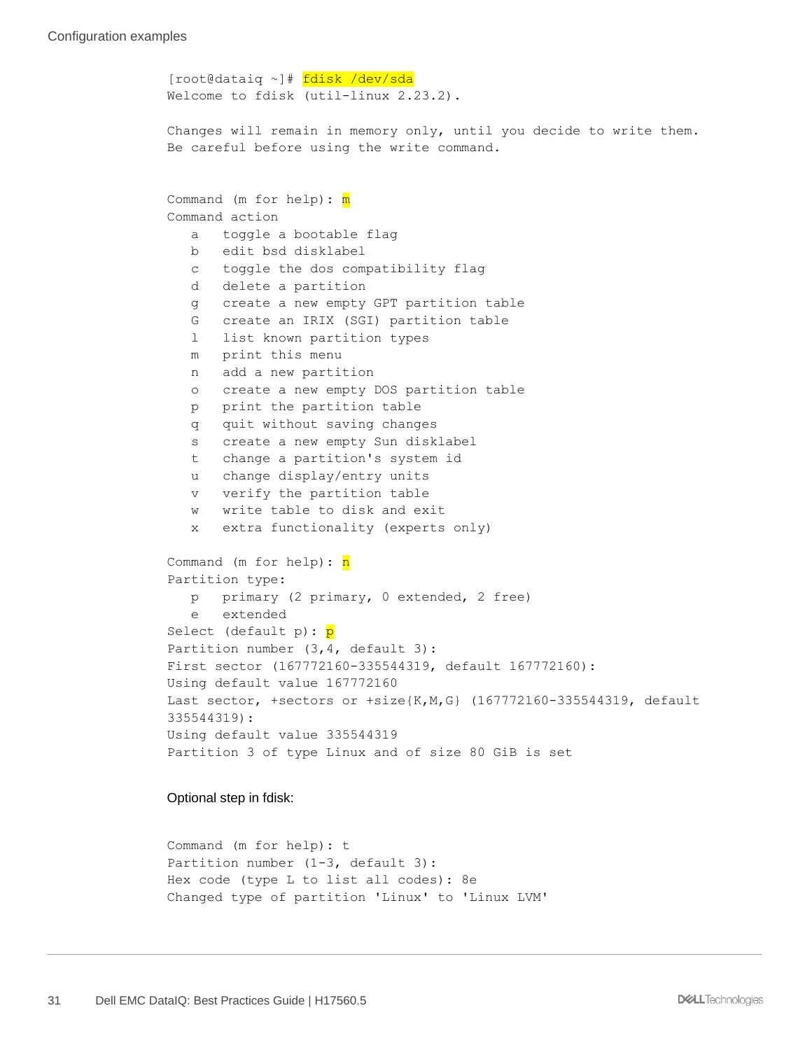```
[root@dataiq ~]# fdisk /dev/sda
Welcome to fdisk (util-linux 2.23.2).

Changes will remain in memory only, until you decide to write them.
Be careful before using the write command.


Command (m for help): m
Command action
   a   toggle a bootable flag
   b   edit bsd disklabel
   c   toggle the dos compatibility flag
   d   delete a partition
   g   create a new empty GPT partition table
   G   create an IRIX (SGI) partition table
   l   list known partition types
   m   print this menu
   n   add a new partition
   o   create a new empty DOS partition table
   p   print the partition table
   q   quit without saving changes
   s   create a new empty Sun disklabel
   t   change a partition's system id
   u   change display/entry units
   v   verify the partition table
   w   write table to disk and exit
   x   extra functionality (experts only)

Command (m for help): n
Partition type:
   p   primary (2 primary, 0 extended, 2 free)
   e   extended
Select (default p): p
Partition number (3,4, default 3):
First sector (167772160-335544319, default 167772160):
Using default value 167772160
Last sector, +sectors or +size{K,M,G} (167772160-335544319, default
335544319):
Using default value 335544319
Partition 3 of type Linux and of size 80 GiB is set
```

Optional step in fdisk:

```
Command (m for help): t
Partition number (1-3, default 3):
Hex code (type L to list all codes): 8e
Changed type of partition 'Linux' to 'Linux LVM'
```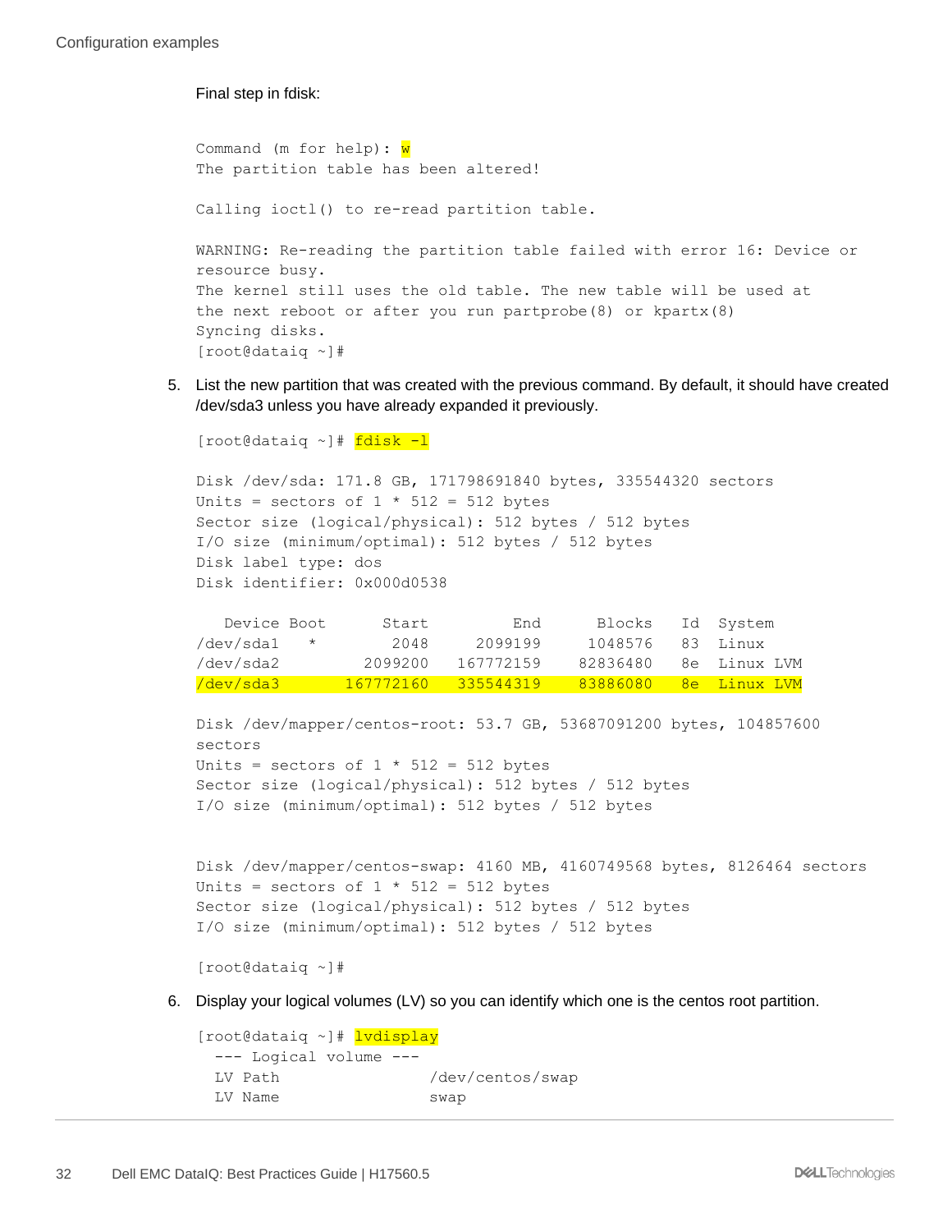Final step in fdisk:

```
Command (m for help): w
The partition table has been altered!

Calling ioctl() to re-read partition table.

WARNING: Re-reading the partition table failed with error 16: Device or
resource busy.
The kernel still uses the old table. The new table will be used at
the next reboot or after you run partprobe(8) or kpartx(8)
Syncing disks.
[root@dataiq ~]#
```

5. List the new partition that was created with the previous command. By default, it should have created /dev/sda3 unless you have already expanded it previously.

```
[root@dataiq ~]# fdisk -l

Disk /dev/sda: 171.8 GB, 171798691840 bytes, 335544320 sectors
Units = sectors of 1 * 512 = 512 bytes
Sector size (logical/physical): 512 bytes / 512 bytes
I/O size (minimum/optimal): 512 bytes / 512 bytes
Disk label type: dos
Disk identifier: 0x000d0538

   Device Boot      Start         End      Blocks   Id  System
/dev/sda1   *        2048     2099199     1048576   83  Linux
/dev/sda2         2099200   167772159    82836480   8e  Linux LVM
/dev/sda3       167772160   335544319    83886080   8e  Linux LVM

Disk /dev/mapper/centos-root: 53.7 GB, 53687091200 bytes, 104857600
sectors
Units = sectors of 1 * 512 = 512 bytes
Sector size (logical/physical): 512 bytes / 512 bytes
I/O size (minimum/optimal): 512 bytes / 512 bytes


Disk /dev/mapper/centos-swap: 4160 MB, 4160749568 bytes, 8126464 sectors
Units = sectors of 1 * 512 = 512 bytes
Sector size (logical/physical): 512 bytes / 512 bytes
I/O size (minimum/optimal): 512 bytes / 512 bytes

[root@dataiq ~]#
```

6. Display your logical volumes (LV) so you can identify which one is the centos root partition.

```
[root@dataiq ~]# lvdisplay
  --- Logical volume ---
  LV Path                /dev/centos/swap
  LV Name                swap
```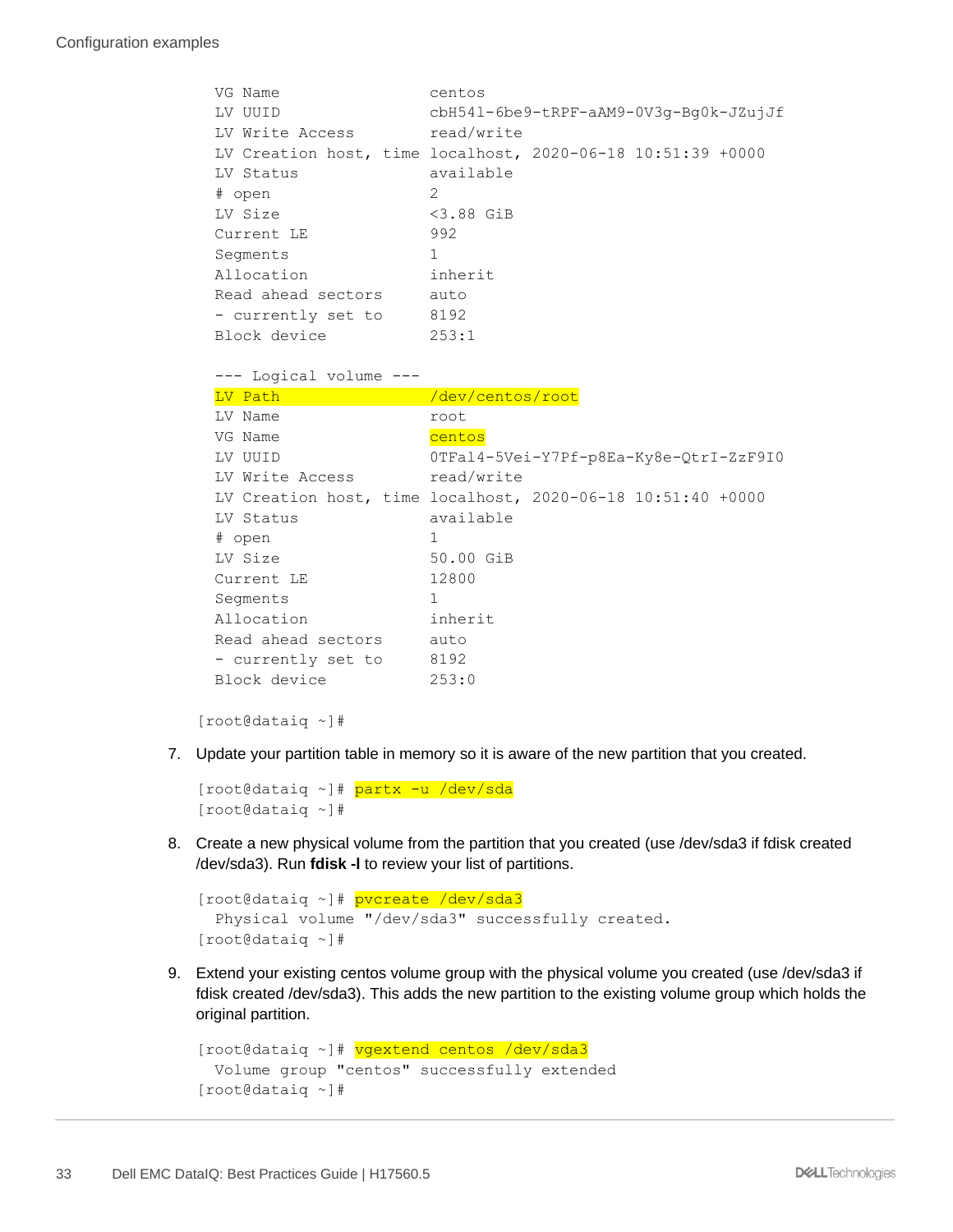```
  VG Name                centos
  LV UUID                cbH541-6be9-tRPF-aAM9-0V3g-Bg0k-JZujJf
  LV Write Access        read/write
  LV Creation host, time localhost, 2020-06-18 10:51:39 +0000
  LV Status              available
  # open                 2
  LV Size                <3.88 GiB
  Current LE             992
  Segments               1
  Allocation             inherit
  Read ahead sectors     auto
  - currently set to     8192
  Block device           253:1

  --- Logical volume ---
  LV Path                /dev/centos/root
  LV Name                root
  VG Name                centos
  LV UUID                0TFal4-5Vei-Y7Pf-p8Ea-Ky8e-QtrI-ZzF9I0
  LV Write Access        read/write
  LV Creation host, time localhost, 2020-06-18 10:51:40 +0000
  LV Status              available
  # open                 1
  LV Size                50.00 GiB
  Current LE             12800
  Segments               1
  Allocation             inherit
  Read ahead sectors     auto
  - currently set to     8192
  Block device           253:0

[root@dataiq ~]#
```

7. Update your partition table in memory so it is aware of the new partition that you created.

```
[root@dataiq ~]# partx -u /dev/sda
[root@dataiq ~]#
```

8. Create a new physical volume from the partition that you created (use /dev/sda3 if fdisk created /dev/sda3). Run **fdisk -l** to review your list of partitions.

```
[root@dataiq ~]# pvcreate /dev/sda3
  Physical volume "/dev/sda3" successfully created.
[root@dataiq ~]#
```

9. Extend your existing centos volume group with the physical volume you created (use /dev/sda3 if fdisk created /dev/sda3). This adds the new partition to the existing volume group which holds the original partition.

```
[root@dataiq ~]# vgextend centos /dev/sda3
  Volume group "centos" successfully extended
[root@dataiq ~]#
```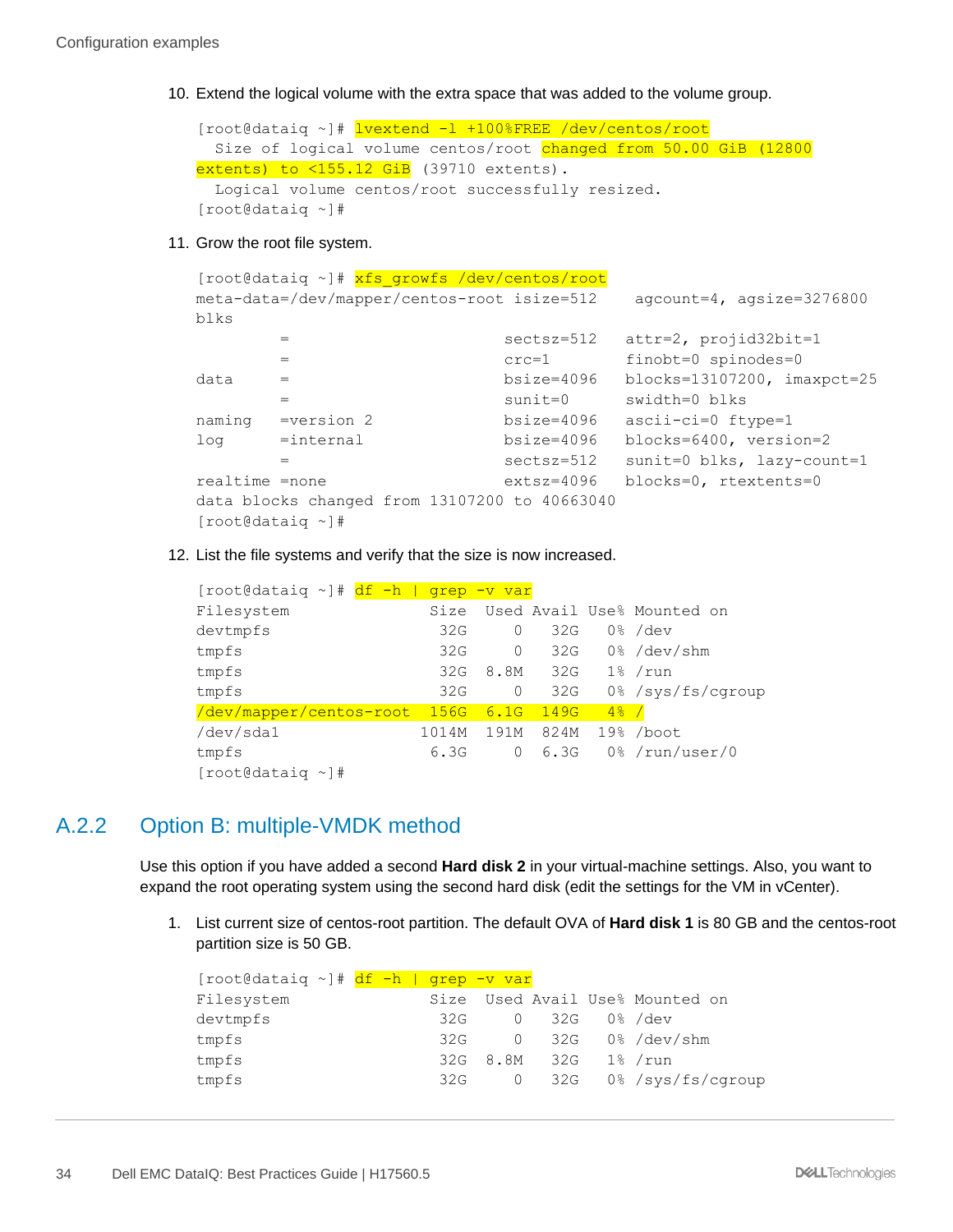10. Extend the logical volume with the extra space that was added to the volume group.

```
[root@dataiq ~]# lvextend -l +100%FREE /dev/centos/root
  Size of logical volume centos/root changed from 50.00 GiB (12800
extents) to <155.12 GiB (39710 extents).
  Logical volume centos/root successfully resized.
[root@dataiq ~]#
```

11. Grow the root file system.

```
[root@dataiq ~]# xfs_growfs /dev/centos/root
meta-data=/dev/mapper/centos-root isize=512    agcount=4, agsize=3276800
blks
         =                       sectsz=512   attr=2, projid32bit=1
         =                       crc=1        finobt=0 spinodes=0
data     =                       bsize=4096   blocks=13107200, imaxpct=25
         =                       sunit=0      swidth=0 blks
naming   =version 2              bsize=4096   ascii-ci=0 ftype=1
log      =internal               bsize=4096   blocks=6400, version=2
         =                       sectsz=512   sunit=0 blks, lazy-count=1
realtime =none                   extsz=4096   blocks=0, rtextents=0
data blocks changed from 13107200 to 40663040
[root@dataiq ~]#
```

12. List the file systems and verify that the size is now increased.

```
[root@dataiq ~]# df -h | grep -v var
Filesystem               Size  Used Avail Use% Mounted on
devtmpfs                  32G     0   32G   0% /dev
tmpfs                     32G     0   32G   0% /dev/shm
tmpfs                     32G  8.8M   32G   1% /run
tmpfs                     32G     0   32G   0% /sys/fs/cgroup
/dev/mapper/centos-root  156G  6.1G  149G   4% /
/dev/sda1               1014M  191M  824M  19% /boot
tmpfs                    6.3G     0  6.3G   0% /run/user/0
[root@dataiq ~]#
```

## A.2.2 Option B: multiple-VMDK method

Use this option if you have added a second **Hard disk 2** in your virtual-machine settings. Also, you want to expand the root operating system using the second hard disk (edit the settings for the VM in vCenter).

1. List current size of centos-root partition. The default OVA of **Hard disk 1** is 80 GB and the centos-root partition size is 50 GB.

```
[root@dataiq ~]# df -h | grep -v var
Filesystem               Size  Used Avail Use% Mounted on
devtmpfs                  32G     0   32G   0% /dev
tmpfs                     32G     0   32G   0% /dev/shm
tmpfs                     32G  8.8M   32G   1% /run
tmpfs                     32G     0   32G   0% /sys/fs/cgroup
```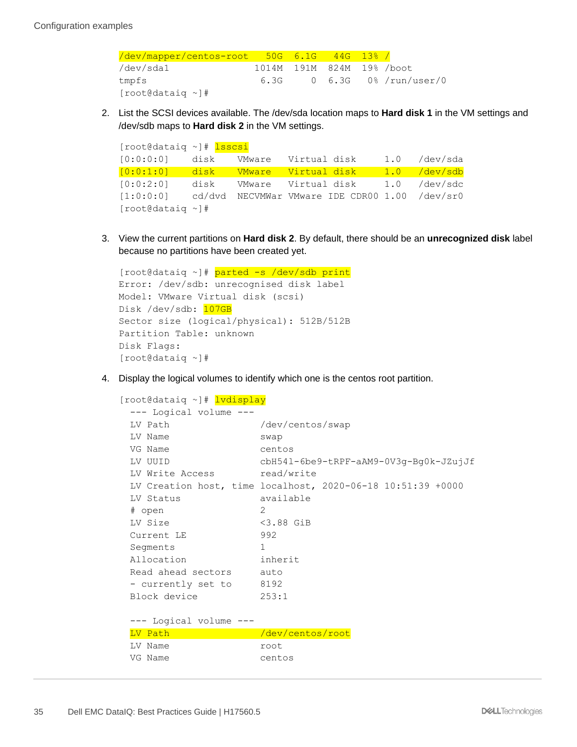```
/dev/mapper/centos-root   50G  6.1G   44G  13% /
/dev/sda1               1014M  191M  824M  19% /boot
tmpfs                    6.3G     0  6.3G   0% /run/user/0
[root@dataiq ~]#
```

2. List the SCSI devices available. The /dev/sda location maps to **Hard disk 1** in the VM settings and /dev/sdb maps to **Hard disk 2** in the VM settings.

```
[root@dataiq ~]# lsscsi
[0:0:0:0]    disk    VMware   Virtual disk     1.0   /dev/sda
[0:0:1:0]    disk    VMware   Virtual disk     1.0   /dev/sdb
[0:0:2:0]    disk    VMware   Virtual disk     1.0   /dev/sdc
[1:0:0:0]    cd/dvd  NECVMWar VMware IDE CDR00 1.00  /dev/sr0
[root@dataiq ~]#
```

3. View the current partitions on **Hard disk 2**. By default, there should be an **unrecognized disk** label because no partitions have been created yet.

```
[root@dataiq ~]# parted -s /dev/sdb print
Error: /dev/sdb: unrecognised disk label
Model: VMware Virtual disk (scsi)
Disk /dev/sdb: 107GB
Sector size (logical/physical): 512B/512B
Partition Table: unknown
Disk Flags:
[root@dataiq ~]#
```

4. Display the logical volumes to identify which one is the centos root partition.

```
[root@dataiq ~]# lvdisplay
  --- Logical volume ---
  LV Path                /dev/centos/swap
  LV Name                swap
  VG Name                centos
  LV UUID                cbH54l-6be9-tRPF-aAM9-0V3g-Bg0k-JZujJf
  LV Write Access        read/write
  LV Creation host, time localhost, 2020-06-18 10:51:39 +0000
  LV Status              available
  # open                 2
  LV Size                <3.88 GiB
  Current LE             992
  Segments               1
  Allocation             inherit
  Read ahead sectors     auto
  - currently set to     8192
  Block device           253:1

  --- Logical volume ---
  LV Path                /dev/centos/root
  LV Name                root
  VG Name                centos
```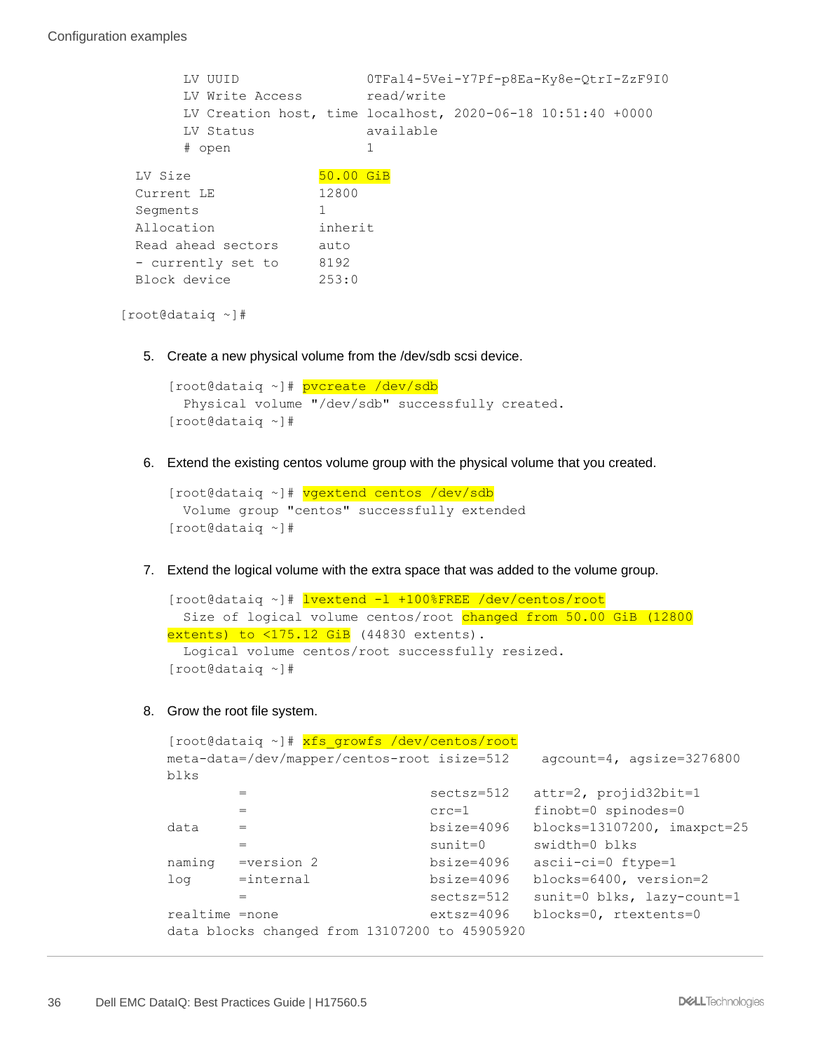```
    LV UUID                0TFal4-5Vei-Y7Pf-p8Ea-Ky8e-QtrI-ZzF9I0
    LV Write Access        read/write
    LV Creation host, time localhost, 2020-06-18 10:51:40 +0000
    LV Status              available
    # open                 1
  LV Size                50.00 GiB
  Current LE             12800
  Segments               1
  Allocation             inherit
  Read ahead sectors     auto
  - currently set to     8192
  Block device           253:0

[root@dataiq ~]#
```

5. Create a new physical volume from the /dev/sdb scsi device.

```
[root@dataiq ~]# pvcreate /dev/sdb
  Physical volume "/dev/sdb" successfully created.
[root@dataiq ~]#
```

6. Extend the existing centos volume group with the physical volume that you created.

```
[root@dataiq ~]# vgextend centos /dev/sdb
  Volume group "centos" successfully extended
[root@dataiq ~]#
```

7. Extend the logical volume with the extra space that was added to the volume group.

```
[root@dataiq ~]# lvextend -l +100%FREE /dev/centos/root
  Size of logical volume centos/root changed from 50.00 GiB (12800
extents) to <175.12 GiB (44830 extents).
  Logical volume centos/root successfully resized.
[root@dataiq ~]#
```

8. Grow the root file system.

```
[root@dataiq ~]# xfs_growfs /dev/centos/root
meta-data=/dev/mapper/centos-root isize=512    agcount=4, agsize=3276800
blks
         =                       sectsz=512   attr=2, projid32bit=1
         =                       crc=1        finobt=0 spinodes=0
data     =                       bsize=4096   blocks=13107200, imaxpct=25
         =                       sunit=0      swidth=0 blks
naming   =version 2              bsize=4096   ascii-ci=0 ftype=1
log      =internal               bsize=4096   blocks=6400, version=2
         =                       sectsz=512   sunit=0 blks, lazy-count=1
realtime =none                   extsz=4096   blocks=0, rtextents=0
data blocks changed from 13107200 to 45905920
```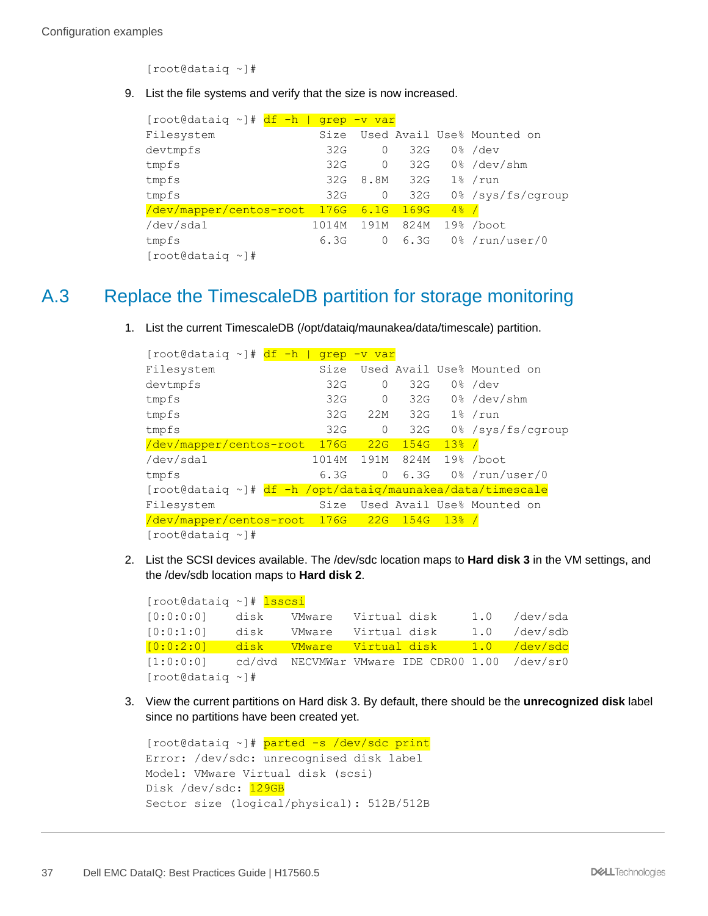```
[root@dataiq ~]#
```

9. List the file systems and verify that the size is now increased.

```
[root@dataiq ~]# df -h | grep -v var
Filesystem               Size  Used Avail Use% Mounted on
devtmpfs                  32G     0   32G   0% /dev
tmpfs                     32G     0   32G   0% /dev/shm
tmpfs                     32G  8.8M   32G   1% /run
tmpfs                     32G     0   32G   0% /sys/fs/cgroup
/dev/mapper/centos-root  176G  6.1G  169G   4% /
/dev/sda1               1014M  191M  824M  19% /boot
tmpfs                    6.3G     0  6.3G   0% /run/user/0
[root@dataiq ~]#
```

## A.3 Replace the TimescaleDB partition for storage monitoring

1. List the current TimescaleDB (/opt/dataiq/maunakea/data/timescale) partition.

```
[root@dataiq ~]# df -h | grep -v var
Filesystem               Size  Used Avail Use% Mounted on
devtmpfs                  32G     0   32G   0% /dev
tmpfs                     32G     0   32G   0% /dev/shm
tmpfs                     32G   22M   32G   1% /run
tmpfs                     32G     0   32G   0% /sys/fs/cgroup
/dev/mapper/centos-root  176G   22G  154G  13% /
/dev/sda1               1014M  191M  824M  19% /boot
tmpfs                    6.3G     0  6.3G   0% /run/user/0
[root@dataiq ~]# df -h /opt/dataiq/maunakea/data/timescale
Filesystem               Size  Used Avail Use% Mounted on
/dev/mapper/centos-root  176G   22G  154G  13% /
[root@dataiq ~]#
```

2. List the SCSI devices available. The /dev/sdc location maps to **Hard disk 3** in the VM settings, and the /dev/sdb location maps to **Hard disk 2**.

```
[root@dataiq ~]# lsscsi
[0:0:0:0]    disk    VMware   Virtual disk     1.0   /dev/sda
[0:0:1:0]    disk    VMware   Virtual disk     1.0   /dev/sdb
[0:0:2:0]    disk    VMware   Virtual disk     1.0   /dev/sdc
[1:0:0:0]    cd/dvd  NECVMWar VMware IDE CDR00 1.00  /dev/sr0
[root@dataiq ~]#
```

3. View the current partitions on Hard disk 3. By default, there should be the **unrecognized disk** label since no partitions have been created yet.

```
[root@dataiq ~]# parted -s /dev/sdc print
Error: /dev/sdc: unrecognised disk label
Model: VMware Virtual disk (scsi)
Disk /dev/sdc: 129GB
Sector size (logical/physical): 512B/512B
```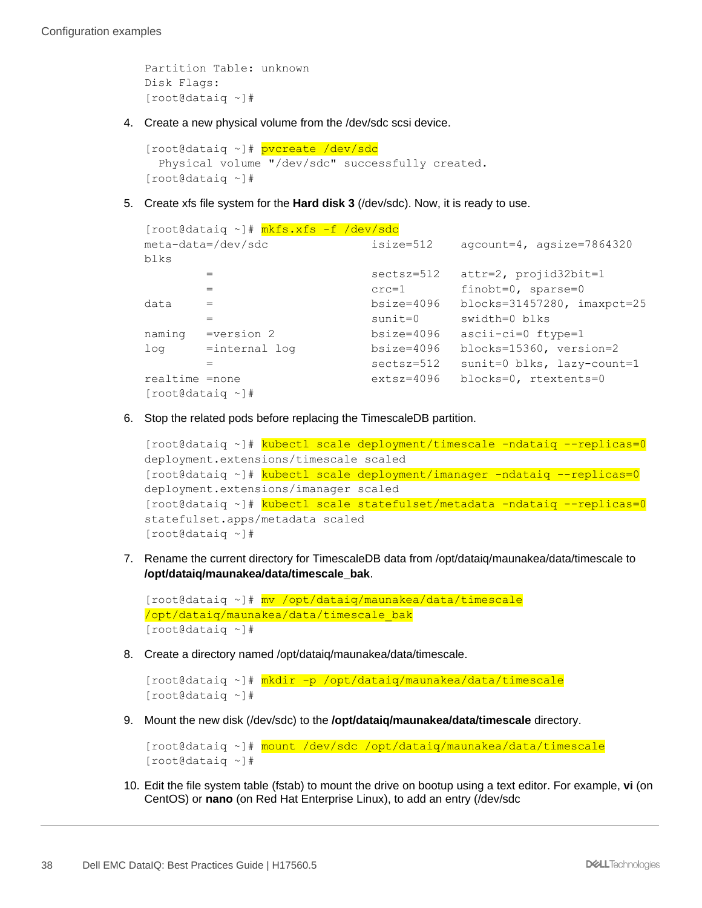```
Partition Table: unknown
Disk Flags:
[root@dataiq ~]#
```

4. Create a new physical volume from the /dev/sdc scsi device.

```
[root@dataiq ~]# pvcreate /dev/sdc
  Physical volume "/dev/sdc" successfully created.
[root@dataiq ~]#
```

5. Create xfs file system for the **Hard disk 3** (/dev/sdc). Now, it is ready to use.

```
[root@dataiq ~]# mkfs.xfs -f /dev/sdc
meta-data=/dev/sdc               isize=512    agcount=4, agsize=7864320
blks
         =                       sectsz=512   attr=2, projid32bit=1
         =                       crc=1        finobt=0, sparse=0
data     =                       bsize=4096   blocks=31457280, imaxpct=25
         =                       sunit=0      swidth=0 blks
naming   =version 2              bsize=4096   ascii-ci=0 ftype=1
log      =internal log           bsize=4096   blocks=15360, version=2
         =                       sectsz=512   sunit=0 blks, lazy-count=1
realtime =none                   extsz=4096   blocks=0, rtextents=0
[root@dataiq ~]#
```

6. Stop the related pods before replacing the TimescaleDB partition.

```
[root@dataiq ~]# kubectl scale deployment/timescale -ndataiq --replicas=0
deployment.extensions/timescale scaled
[root@dataiq ~]# kubectl scale deployment/imanager -ndataiq --replicas=0
deployment.extensions/imanager scaled
[root@dataiq ~]# kubectl scale statefulset/metadata -ndataiq --replicas=0
statefulset.apps/metadata scaled
[root@dataiq ~]#
```

7. Rename the current directory for TimescaleDB data from /opt/dataiq/maunakea/data/timescale to **/opt/dataiq/maunakea/data/timescale_bak**.

```
[root@dataiq ~]# mv /opt/dataiq/maunakea/data/timescale
/opt/dataiq/maunakea/data/timescale_bak
[root@dataiq ~]#
```

8. Create a directory named /opt/dataiq/maunakea/data/timescale.

```
[root@dataiq ~]# mkdir -p /opt/dataiq/maunakea/data/timescale
[root@dataiq ~]#
```

9. Mount the new disk (/dev/sdc) to the **/opt/dataiq/maunakea/data/timescale** directory.

```
[root@dataiq ~]# mount /dev/sdc /opt/dataiq/maunakea/data/timescale
[root@dataiq ~]#
```

10. Edit the file system table (fstab) to mount the drive on bootup using a text editor. For example, **vi** (on CentOS) or **nano** (on Red Hat Enterprise Linux), to add an entry (/dev/sdc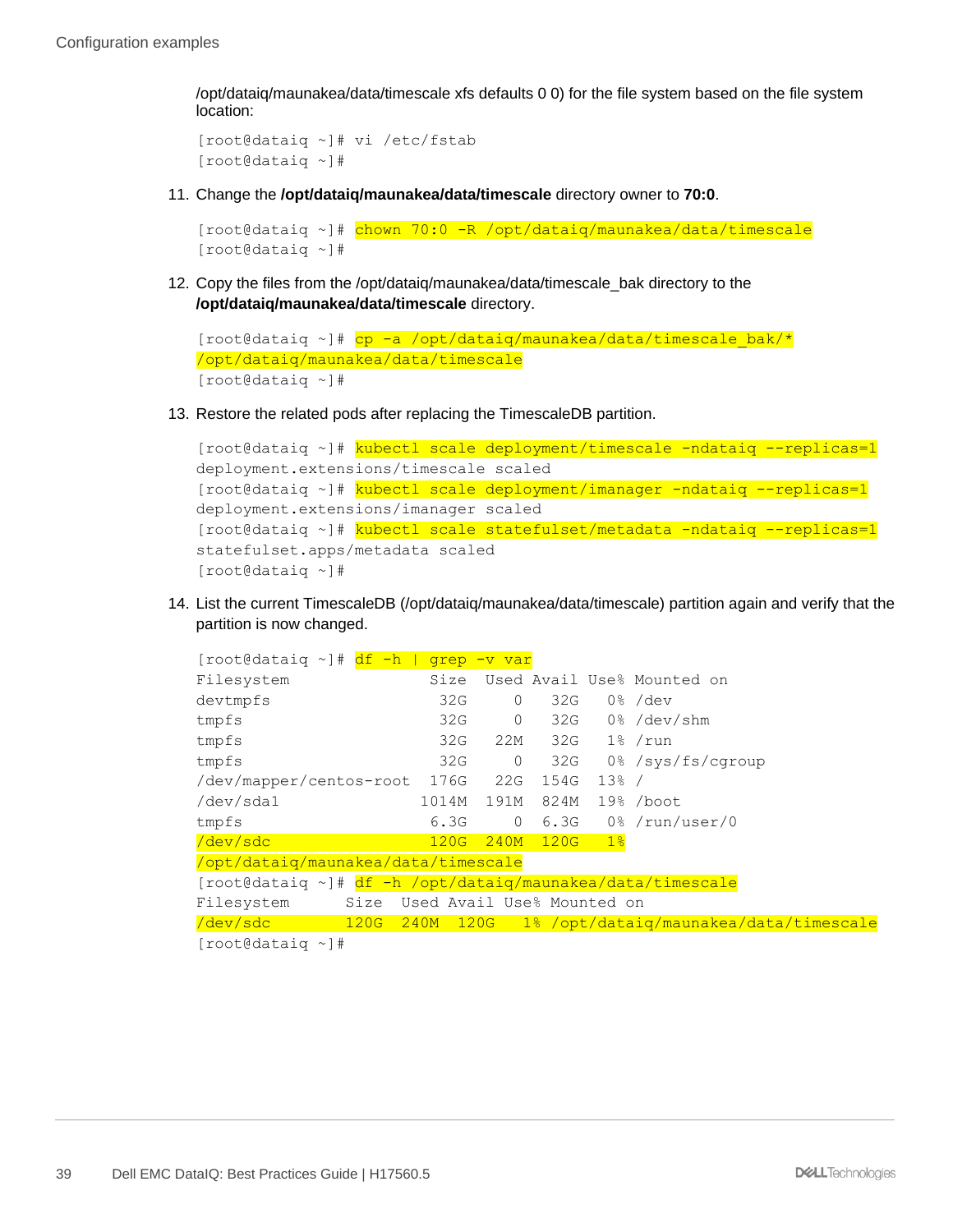/opt/dataiq/maunakea/data/timescale xfs defaults 0 0) for the file system based on the file system location:

```
[root@dataiq ~]# vi /etc/fstab
[root@dataiq ~]#
```

11. Change the **/opt/dataiq/maunakea/data/timescale** directory owner to **70:0**.

```
[root@dataiq ~]# chown 70:0 -R /opt/dataiq/maunakea/data/timescale
[root@dataiq ~]#
```

12. Copy the files from the /opt/dataiq/maunakea/data/timescale_bak directory to the **/opt/dataiq/maunakea/data/timescale** directory.

```
[root@dataiq ~]# cp -a /opt/dataiq/maunakea/data/timescale_bak/*
/opt/dataiq/maunakea/data/timescale
[root@dataiq ~]#
```

13. Restore the related pods after replacing the TimescaleDB partition.

```
[root@dataiq ~]# kubectl scale deployment/timescale -ndataiq --replicas=1
deployment.extensions/timescale scaled
[root@dataiq ~]# kubectl scale deployment/imanager -ndataiq --replicas=1
deployment.extensions/imanager scaled
[root@dataiq ~]# kubectl scale statefulset/metadata -ndataiq --replicas=1
statefulset.apps/metadata scaled
[root@dataiq ~]#
```

14. List the current TimescaleDB (/opt/dataiq/maunakea/data/timescale) partition again and verify that the partition is now changed.

```
[root@dataiq ~]# df -h | grep -v var
Filesystem               Size  Used Avail Use% Mounted on
devtmpfs                  32G     0   32G   0% /dev
tmpfs                     32G     0   32G   0% /dev/shm
tmpfs                     32G   22M   32G   1% /run
tmpfs                     32G     0   32G   0% /sys/fs/cgroup
/dev/mapper/centos-root  176G   22G  154G  13% /
/dev/sda1               1014M  191M  824M  19% /boot
tmpfs                    6.3G     0  6.3G   0% /run/user/0
/dev/sdc                 120G  240M  120G   1%
/opt/dataiq/maunakea/data/timescale
[root@dataiq ~]# df -h /opt/dataiq/maunakea/data/timescale
Filesystem      Size  Used Avail Use% Mounted on
/dev/sdc        120G  240M  120G   1% /opt/dataiq/maunakea/data/timescale
[root@dataiq ~]#
```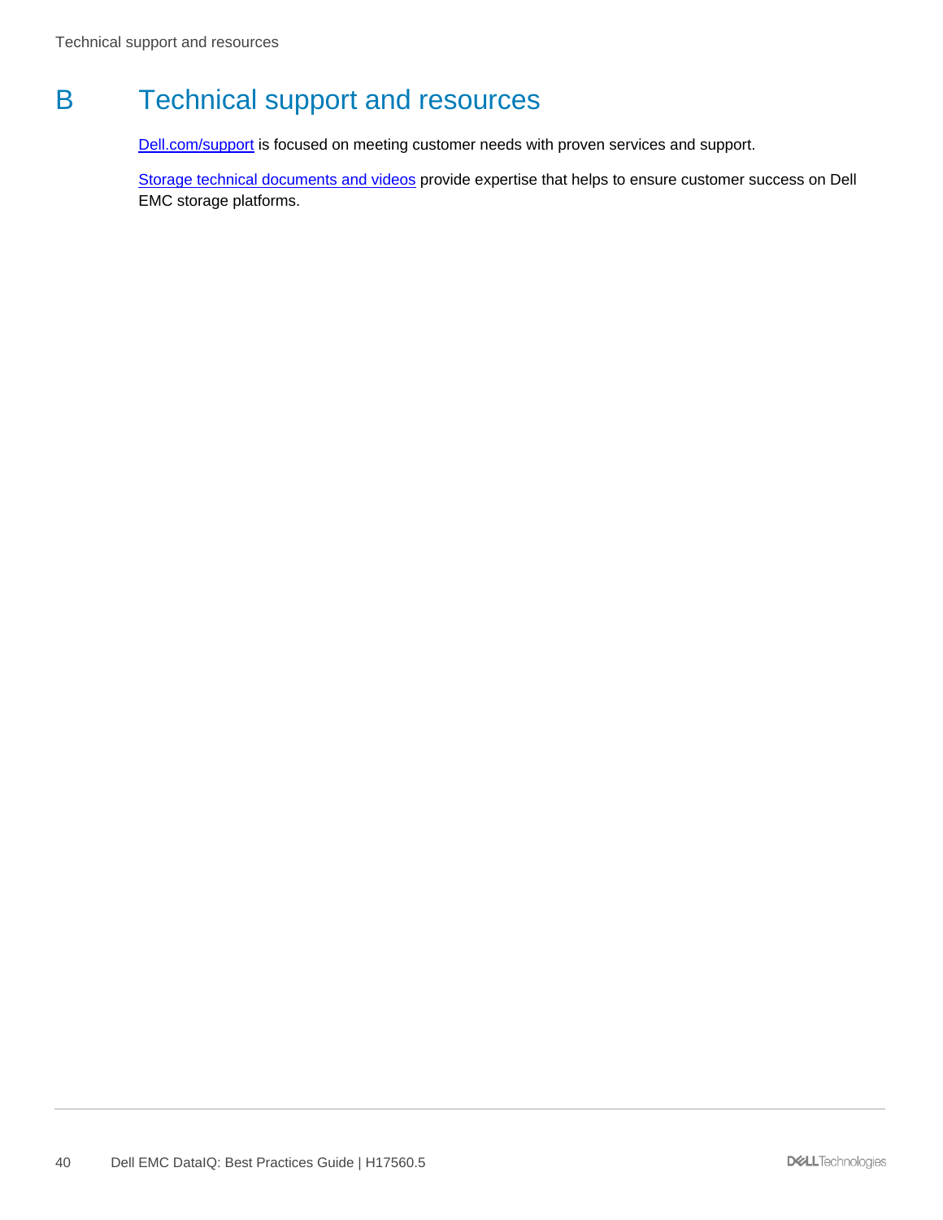# B Technical support and resources

Dell.com/support is focused on meeting customer needs with proven services and support.

Storage technical documents and videos provide expertise that helps to ensure customer success on Dell EMC storage platforms.